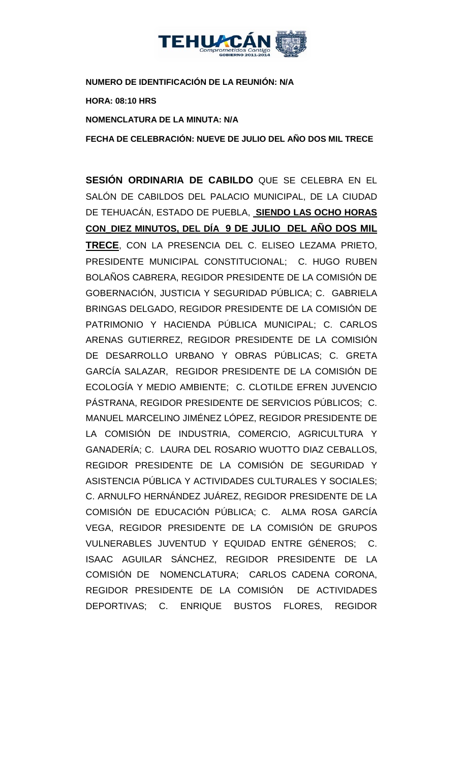**NUMERO DE IDENTIFICACIÓN DE LA REUNIÓN: N/A**

**HORA: 08:10 HRS**

**NOMENCLATURA DE LA MINUTA: N/A**

**FECHA DE CELEBRACIÓN: NUEVE DE JULIO DEL AÑO DOS MIL TRECE**

**SESIÓN ORDINARIA DE CABILDO** QUE SE CELEBRA EN EL SALÓN DE CABILDOS DEL PALACIO MUNICIPAL, DE LA CIUDAD DE TEHUACÁN, ESTADO DE PUEBLA, **SIENDO LAS OCHO HORAS CON DIEZ MINUTOS, DEL DÍA 9 DE JULIO DEL AÑO DOS MIL TRECE**, CON LA PRESENCIA DEL C. ELISEO LEZAMA PRIETO, PRESIDENTE MUNICIPAL CONSTITUCIONAL; C. HUGO RUBEN BOLAÑOS CABRERA, REGIDOR PRESIDENTE DE LA COMISIÓN DE GOBERNACIÓN, JUSTICIA Y SEGURIDAD PÚBLICA; C. GABRIELA BRINGAS DELGADO, REGIDOR PRESIDENTE DE LA COMISIÓN DE PATRIMONIO Y HACIENDA PÚBLICA MUNICIPAL; C. CARLOS ARENAS GUTIERREZ, REGIDOR PRESIDENTE DE LA COMISIÓN DE DESARROLLO URBANO Y OBRAS PÚBLICAS; C. GRETA GARCÍA SALAZAR, REGIDOR PRESIDENTE DE LA COMISIÓN DE ECOLOGÍA Y MEDIO AMBIENTE; C. CLOTILDE EFREN JUVENCIO PÁSTRANA, REGIDOR PRESIDENTE DE SERVICIOS PÚBLICOS; C. MANUEL MARCELINO JIMÉNEZ LÓPEZ, REGIDOR PRESIDENTE DE LA COMISIÓN DE INDUSTRIA, COMERCIO, AGRICULTURA Y GANADERÍA; C. LAURA DEL ROSARIO WUOTTO DIAZ CEBALLOS, REGIDOR PRESIDENTE DE LA COMISIÓN DE SEGURIDAD Y ASISTENCIA PÚBLICA Y ACTIVIDADES CULTURALES Y SOCIALES; C. ARNULFO HERNÁNDEZ JUÁREZ, REGIDOR PRESIDENTE DE LA COMISIÓN DE EDUCACIÓN PÚBLICA; C. ALMA ROSA GARCÍA VEGA, REGIDOR PRESIDENTE DE LA COMISIÓN DE GRUPOS VULNERABLES JUVENTUD Y EQUIDAD ENTRE GÉNEROS; C. ISAAC AGUILAR SÁNCHEZ, REGIDOR PRESIDENTE DE LA COMISIÓN DE NOMENCLATURA; CARLOS CADENA CORONA, REGIDOR PRESIDENTE DE LA COMISIÓN DE ACTIVIDADES DEPORTIVAS; C. ENRIQUE BUSTOS FLORES, REGIDOR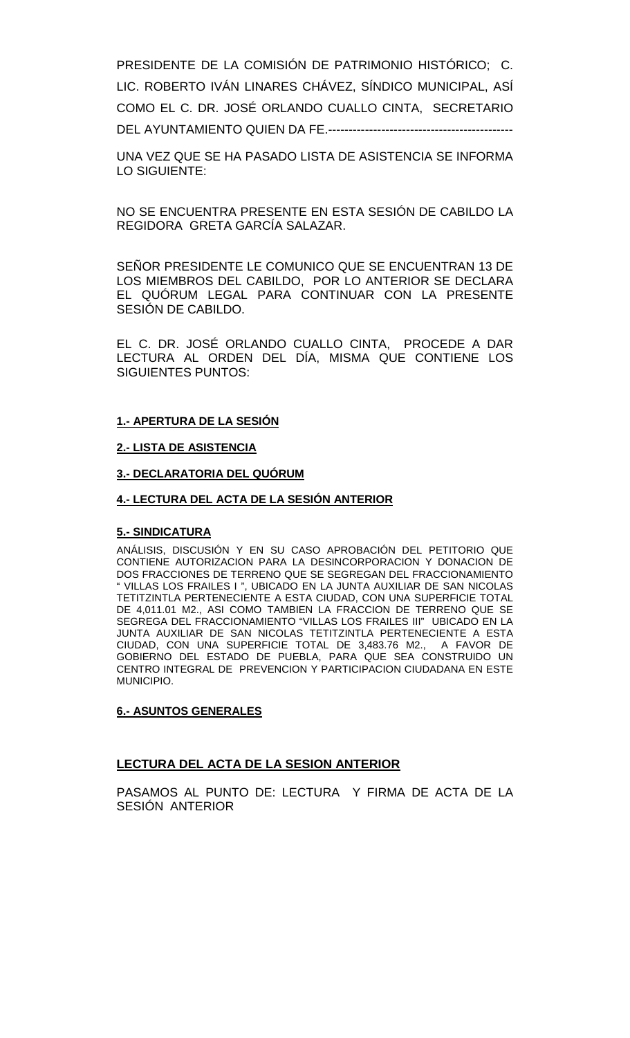PRESIDENTE DE LA COMISIÓN DE PATRIMONIO HISTÓRICO; C. LIC. ROBERTO IVÁN LINARES CHÁVEZ, SÍNDICO MUNICIPAL, ASÍ COMO EL C. DR. JOSÉ ORLANDO CUALLO CINTA, SECRETARIO DEL AYUNTAMIENTO QUIEN DA FE.---------------------------------------------

UNA VEZ QUE SE HA PASADO LISTA DE ASISTENCIA SE INFORMA LO SIGUIENTE:

NO SE ENCUENTRA PRESENTE EN ESTA SESIÓN DE CABILDO LA REGIDORA GRETA GARCÍA SALAZAR.

SEÑOR PRESIDENTE LE COMUNICO QUE SE ENCUENTRAN 13 DE LOS MIEMBROS DEL CABILDO, POR LO ANTERIOR SE DECLARA EL QUÓRUM LEGAL PARA CONTINUAR CON LA PRESENTE SESIÓN DE CABILDO.

EL C. DR. JOSÉ ORLANDO CUALLO CINTA, PROCEDE A DAR LECTURA AL ORDEN DEL DÍA, MISMA QUE CONTIENE LOS SIGUIENTES PUNTOS:

**1.- APERTURA DE LA SESIÓN**

**2.- LISTA DE ASISTENCIA**

**3.- DECLARATORIA DEL QUÓRUM**

**4.- LECTURA DEL ACTA DE LA SESIÓN ANTERIOR**

**5.- SINDICATURA**

ANÁLISIS, DISCUSIÓN Y EN SU CASO APROBACIÓN DEL PETITORIO QUE CONTIENE AUTORIZACION PARA LA DESINCORPORACION Y DONACION DE DOS FRACCIONES DE TERRENO QUE SE SEGREGAN DEL FRACCIONAMIENTO " VILLAS LOS FRAILES I ", UBICADO EN LA JUNTA AUXILIAR DE SAN NICOLAS TETITZINTLA PERTENECIENTE A ESTA CIUDAD, CON UNA SUPERFICIE TOTAL DE 4,011.01 M2., ASI COMO TAMBIEN LA FRACCION DE TERRENO QUE SE SEGREGA DEL FRACCIONAMIENTO "VILLAS LOS FRAILES III" UBICADO EN LA JUNTA AUXILIAR DE SAN NICOLAS TETITZINTLA PERTENECIENTE A ESTA CIUDAD, CON UNA SUPERFICIE TOTAL DE 3,483.76 M2., A FAVOR DE GOBIERNO DEL ESTADO DE PUEBLA, PARA QUE SEA CONSTRUIDO UN CENTRO INTEGRAL DE PREVENCION Y PARTICIPACION CIUDADANA EN ESTE MUNICIPIO.

**6.- ASUNTOS GENERALES**

**LECTURA DEL ACTA DE LA SESION ANTERIOR**

PASAMOS AL PUNTO DE: LECTURA Y FIRMA DE ACTA DE LA SESIÓN ANTERIOR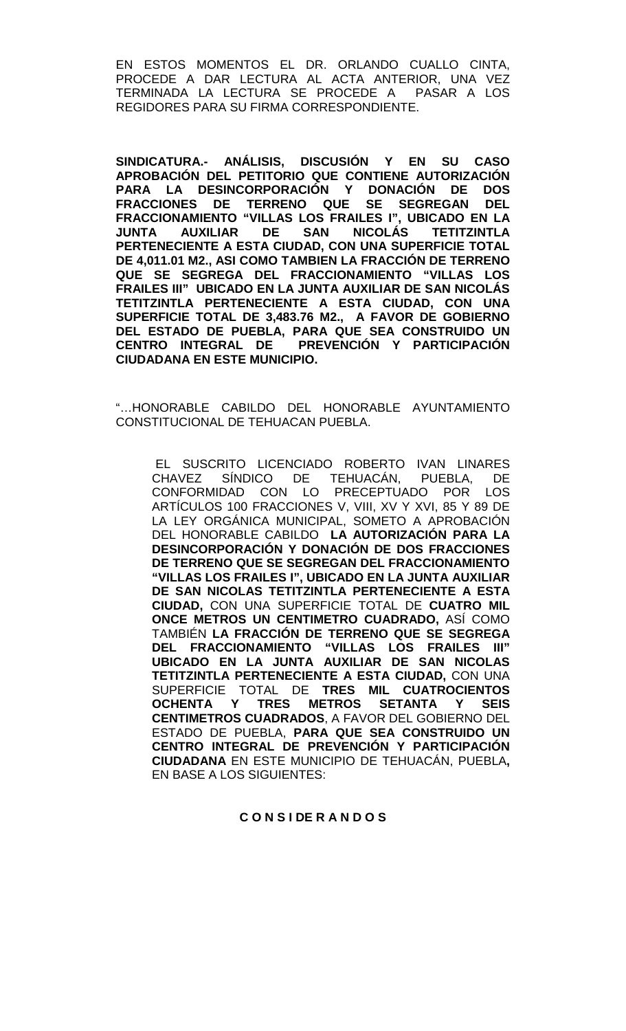EN ESTOS MOMENTOS EL DR. ORLANDO CUALLO CINTA, PROCEDE A DAR LECTURA AL ACTA ANTERIOR, UNA VEZ TERMINADA LA LECTURA SE PROCEDE A PASAR A LOS REGIDORES PARA SU FIRMA CORRESPONDIENTE.

**SINDICATURA.- ANÁLISIS, DISCUSIÓN Y EN SU CASO APROBACIÓN DEL PETITORIO QUE CONTIENE AUTORIZACIÓN PARA LA DESINCORPORACIÓN Y DONACIÓN DE DOS FRACCIONES DE TERRENO QUE SE SEGREGAN DEL FRACCIONAMIENTO "VILLAS LOS FRAILES I", UBICADO EN LA JUNTA AUXILIAR DE SAN NICOLÁS TETITZINTLA PERTENECIENTE A ESTA CIUDAD, CON UNA SUPERFICIE TOTAL DE 4,011.01 M2., ASI COMO TAMBIEN LA FRACCIÓN DE TERRENO QUE SE SEGREGA DEL FRACCIONAMIENTO "VILLAS LOS FRAILES III" UBICADO EN LA JUNTA AUXILIAR DE SAN NICOLÁS TETITZINTLA PERTENECIENTE A ESTA CIUDAD, CON UNA SUPERFICIE TOTAL DE 3,483.76 M2., A FAVOR DE GOBIERNO DEL ESTADO DE PUEBLA, PARA QUE SEA CONSTRUIDO UN CENTRO INTEGRAL DE PREVENCIÓN Y PARTICIPACIÓN CIUDADANA EN ESTE MUNICIPIO.**

"…HONORABLE CABILDO DEL HONORABLE AYUNTAMIENTO CONSTITUCIONAL DE TEHUACAN PUEBLA.

EL SUSCRITO LICENCIADO ROBERTO IVAN LINARES CHAVEZ SÍNDICO DE TEHUACÁN, PUEBLA, DE CONFORMIDAD CON LO PRECEPTUADO POR LOS ARTÍCULOS 100 FRACCIONES V, VIII, XV Y XVI, 85 Y 89 DE LA LEY ORGÁNICA MUNICIPAL, SOMETO A APROBACIÓN DEL HONORABLE CABILDO **LA AUTORIZACIÓN PARA LA DESINCORPORACIÓN Y DONACIÓN DE DOS FRACCIONES DE TERRENO QUE SE SEGREGAN DEL FRACCIONAMIENTO "VILLAS LOS FRAILES I", UBICADO EN LA JUNTA AUXILIAR DE SAN NICOLAS TETITZINTLA PERTENECIENTE A ESTA CIUDAD,** CON UNA SUPERFICIE TOTAL DE **CUATRO MIL ONCE METROS UN CENTIMETRO CUADRADO,** ASÍ COMO TAMBIÉN **LA FRACCIÓN DE TERRENO QUE SE SEGREGA DEL FRACCIONAMIENTO "VILLAS LOS FRAILES III" UBICADO EN LA JUNTA AUXILIAR DE SAN NICOLAS TETITZINTLA PERTENECIENTE A ESTA CIUDAD,** CON UNA SUPERFICIE TOTAL DE **TRES MIL CUATROCIENTOS OCHENTA Y TRES METROS SETANTA Y SEIS CENTIMETROS CUADRADOS**, A FAVOR DEL GOBIERNO DEL ESTADO DE PUEBLA, **PARA QUE SEA CONSTRUIDO UN CENTRO INTEGRAL DE PREVENCIÓN Y PARTICIPACIÓN CIUDADANA** EN ESTE MUNICIPIO DE TEHUACÁN, PUEBLA**,** EN BASE A LOS SIGUIENTES:

**C O N S I DE R A N D O S**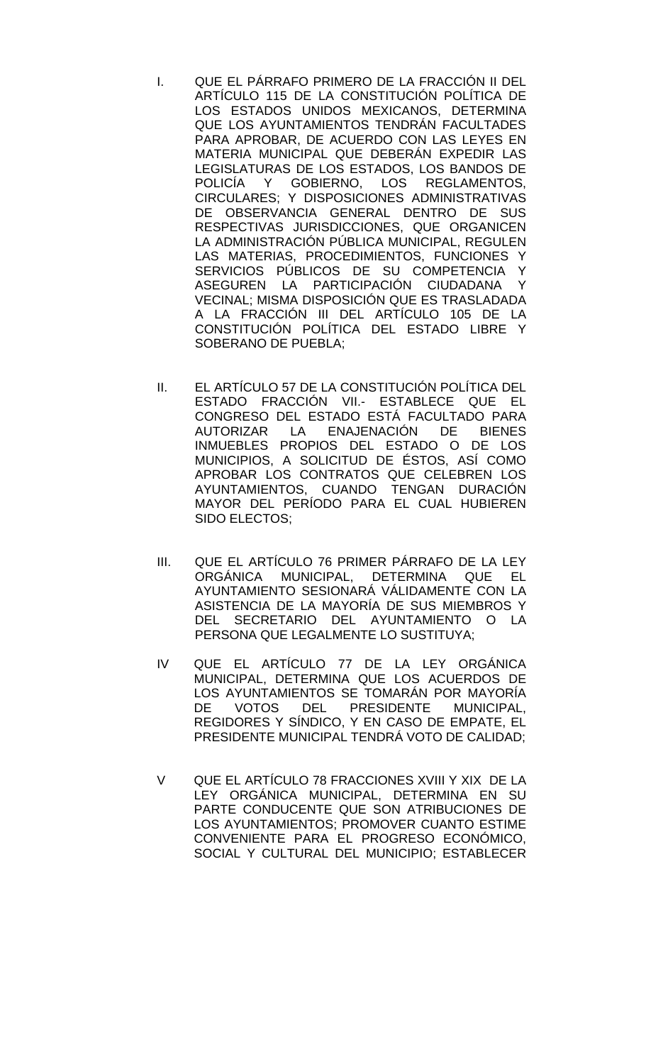I. QUE EL PÁRRAFO PRIMERO DE LA FRACCIÓN II DEL ARTÍCULO 115 DE LA CONSTITUCIÓN POLÍTICA DE LOS ESTADOS UNIDOS MEXICANOS, DETERMINA QUE LOS AYUNTAMIENTOS TENDRÁN FACULTADES PARA APROBAR, DE ACUERDO CON LAS LEYES EN MATERIA MUNICIPAL QUE DEBERÁN EXPEDIR LAS LEGISLATURAS DE LOS ESTADOS, LOS BANDOS DE POLICÍA Y GOBIERNO, LOS REGLAMENTOS, CIRCULARES; Y DISPOSICIONES ADMINISTRATIVAS DE OBSERVANCIA GENERAL DENTRO DE SUS RESPECTIVAS JURISDICCIONES, QUE ORGANICEN LA ADMINISTRACIÓN PÚBLICA MUNICIPAL, REGULEN LAS MATERIAS, PROCEDIMIENTOS, FUNCIONES Y SERVICIOS PÚBLICOS DE SU COMPETENCIA Y ASEGUREN LA PARTICIPACIÓN CIUDADANA Y VECINAL; MISMA DISPOSICIÓN QUE ES TRASLADADA A LA FRACCIÓN III DEL ARTÍCULO 105 DE LA CONSTITUCIÓN POLÍTICA DEL ESTADO LIBRE Y SOBERANO DE PUEBLA;

II. EL ARTÍCULO 57 DE LA CONSTITUCIÓN POLÍTICA DEL ESTADO FRACCIÓN VII.- ESTABLECE QUE EL CONGRESO DEL ESTADO ESTÁ FACULTADO PARA AUTORIZAR LA ENAJENACIÓN DE BIENES INMUEBLES PROPIOS DEL ESTADO O DE LOS MUNICIPIOS, A SOLICITUD DE ÉSTOS, ASÍ COMO APROBAR LOS CONTRATOS QUE CELEBREN LOS AYUNTAMIENTOS, CUANDO TENGAN DURACIÓN MAYOR DEL PERÍODO PARA EL CUAL HUBIEREN SIDO ELECTOS;

III. QUE EL ARTÍCULO 76 PRIMER PÁRRAFO DE LA LEY ORGÁNICA MUNICIPAL, DETERMINA QUE EL AYUNTAMIENTO SESIONARÁ VÁLIDAMENTE CON LA ASISTENCIA DE LA MAYORÍA DE SUS MIEMBROS Y DEL SECRETARIO DEL AYUNTAMIENTO O LA PERSONA QUE LEGALMENTE LO SUSTITUYA;

IV QUE EL ARTÍCULO 77 DE LA LEY ORGÁNICA MUNICIPAL, DETERMINA QUE LOS ACUERDOS DE LOS AYUNTAMIENTOS SE TOMARÁN POR MAYORÍA DE VOTOS DEL PRESIDENTE MUNICIPAL, REGIDORES Y SÍNDICO, Y EN CASO DE EMPATE, EL PRESIDENTE MUNICIPAL TENDRÁ VOTO DE CALIDAD;

V QUE EL ARTÍCULO 78 FRACCIONES XVIII Y XIX DE LA LEY ORGÁNICA MUNICIPAL, DETERMINA EN SU PARTE CONDUCENTE QUE SON ATRIBUCIONES DE LOS AYUNTAMIENTOS; PROMOVER CUANTO ESTIME CONVENIENTE PARA EL PROGRESO ECONÓMICO, SOCIAL Y CULTURAL DEL MUNICIPIO; ESTABLECER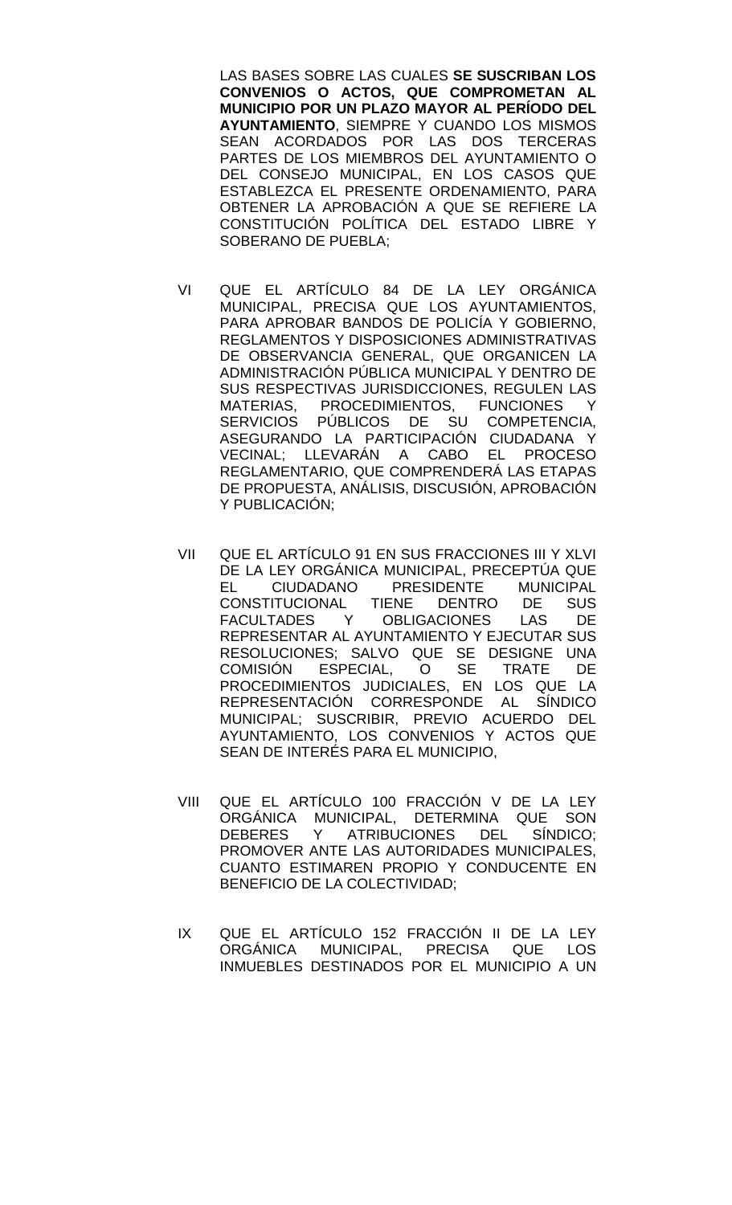LAS BASES SOBRE LAS CUALES **SE SUSCRIBAN LOS CONVENIOS O ACTOS, QUE COMPROMETAN AL MUNICIPIO POR UN PLAZO MAYOR AL PERÍODO DEL AYUNTAMIENTO**, SIEMPRE Y CUANDO LOS MISMOS SEAN ACORDADOS POR LAS DOS TERCERAS PARTES DE LOS MIEMBROS DEL AYUNTAMIENTO O DEL CONSEJO MUNICIPAL, EN LOS CASOS QUE ESTABLEZCA EL PRESENTE ORDENAMIENTO, PARA OBTENER LA APROBACIÓN A QUE SE REFIERE LA CONSTITUCIÓN POLÍTICA DEL ESTADO LIBRE Y SOBERANO DE PUEBLA;

VI QUE EL ARTÍCULO 84 DE LA LEY ORGÁNICA MUNICIPAL, PRECISA QUE LOS AYUNTAMIENTOS, PARA APROBAR BANDOS DE POLICÍA Y GOBIERNO, REGLAMENTOS Y DISPOSICIONES ADMINISTRATIVAS DE OBSERVANCIA GENERAL, QUE ORGANICEN LA ADMINISTRACIÓN PÚBLICA MUNICIPAL Y DENTRO DE SUS RESPECTIVAS JURISDICCIONES, REGULEN LAS MATERIAS, PROCEDIMIENTOS, FUNCIONES Y SERVICIOS PÚBLICOS DE SU COMPETENCIA, ASEGURANDO LA PARTICIPACIÓN CIUDADANA Y VECINAL; LLEVARÁN A CABO EL PROCESO REGLAMENTARIO, QUE COMPRENDERÁ LAS ETAPAS DE PROPUESTA, ANÁLISIS, DISCUSIÓN, APROBACIÓN Y PUBLICACIÓN;

VII QUE EL ARTÍCULO 91 EN SUS FRACCIONES III Y XLVI DE LA LEY ORGÁNICA MUNICIPAL, PRECEPTÚA QUE EL CIUDADANO PRESIDENTE MUNICIPAL CONSTITUCIONAL TIENE DENTRO DE SUS FACULTADES Y OBLIGACIONES LAS DE REPRESENTAR AL AYUNTAMIENTO Y EJECUTAR SUS RESOLUCIONES; SALVO QUE SE DESIGNE UNA COMISIÓN ESPECIAL, O SE TRATE DE PROCEDIMIENTOS JUDICIALES, EN LOS QUE LA REPRESENTACIÓN CORRESPONDE AL SÍNDICO MUNICIPAL; SUSCRIBIR, PREVIO ACUERDO DEL AYUNTAMIENTO, LOS CONVENIOS Y ACTOS QUE SEAN DE INTERÉS PARA EL MUNICIPIO,

VIII QUE EL ARTÍCULO 100 FRACCIÓN V DE LA LEY ORGÁNICA MUNICIPAL, DETERMINA QUE SON DEBERES Y ATRIBUCIONES DEL SÍNDICO; PROMOVER ANTE LAS AUTORIDADES MUNICIPALES, CUANTO ESTIMAREN PROPIO Y CONDUCENTE EN BENEFICIO DE LA COLECTIVIDAD;

IX QUE EL ARTÍCULO 152 FRACCIÓN II DE LA LEY ORGÁNICA MUNICIPAL, PRECISA QUE LOS INMUEBLES DESTINADOS POR EL MUNICIPIO A UN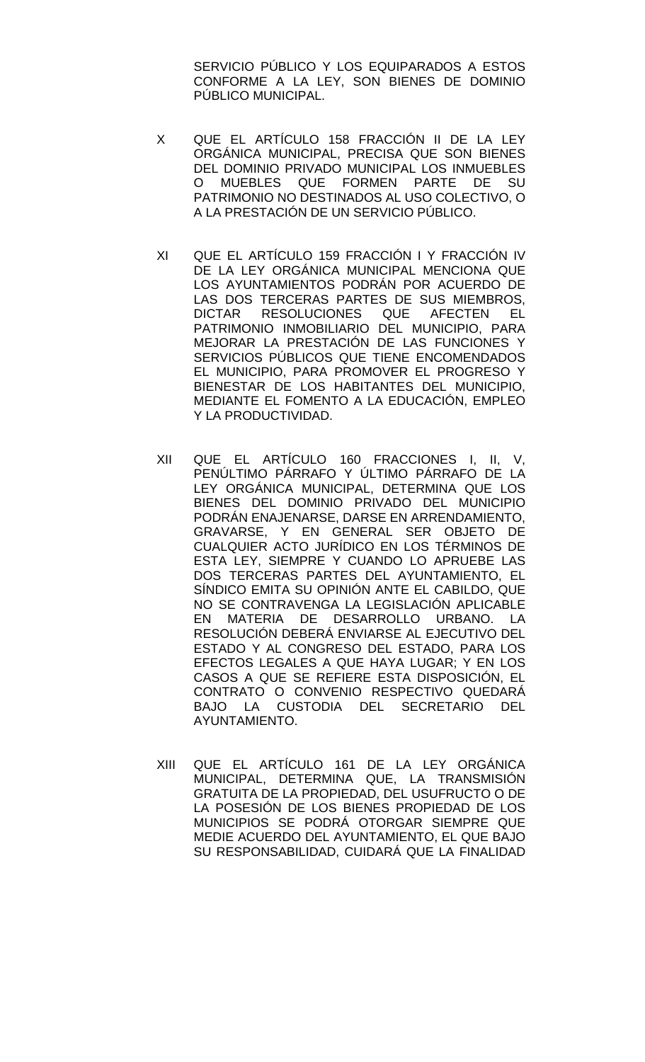SERVICIO PÚBLICO Y LOS EQUIPARADOS A ESTOS CONFORME A LA LEY, SON BIENES DE DOMINIO PÚBLICO MUNICIPAL.

X QUE EL ARTÍCULO 158 FRACCIÓN II DE LA LEY ORGÁNICA MUNICIPAL, PRECISA QUE SON BIENES DEL DOMINIO PRIVADO MUNICIPAL LOS INMUEBLES O MUEBLES QUE FORMEN PARTE DE SU PATRIMONIO NO DESTINADOS AL USO COLECTIVO, O A LA PRESTACIÓN DE UN SERVICIO PÚBLICO.

XI QUE EL ARTÍCULO 159 FRACCIÓN I Y FRACCIÓN IV DE LA LEY ORGÁNICA MUNICIPAL MENCIONA QUE LOS AYUNTAMIENTOS PODRÁN POR ACUERDO DE LAS DOS TERCERAS PARTES DE SUS MIEMBROS, DICTAR RESOLUCIONES QUE AFECTEN EL PATRIMONIO INMOBILIARIO DEL MUNICIPIO, PARA MEJORAR LA PRESTACIÓN DE LAS FUNCIONES Y SERVICIOS PÚBLICOS QUE TIENE ENCOMENDADOS EL MUNICIPIO, PARA PROMOVER EL PROGRESO Y BIENESTAR DE LOS HABITANTES DEL MUNICIPIO, MEDIANTE EL FOMENTO A LA EDUCACIÓN, EMPLEO Y LA PRODUCTIVIDAD.

XII QUE EL ARTÍCULO 160 FRACCIONES I, II, V, PENÚLTIMO PÁRRAFO Y ÚLTIMO PÁRRAFO DE LA LEY ORGÁNICA MUNICIPAL, DETERMINA QUE LOS BIENES DEL DOMINIO PRIVADO DEL MUNICIPIO PODRÁN ENAJENARSE, DARSE EN ARRENDAMIENTO, GRAVARSE, Y EN GENERAL SER OBJETO DE CUALQUIER ACTO JURÍDICO EN LOS TÉRMINOS DE ESTA LEY, SIEMPRE Y CUANDO LO APRUEBE LAS DOS TERCERAS PARTES DEL AYUNTAMIENTO, EL SÍNDICO EMITA SU OPINIÓN ANTE EL CABILDO, QUE NO SE CONTRAVENGA LA LEGISLACIÓN APLICABLE EN MATERIA DE DESARROLLO URBANO. LA RESOLUCIÓN DEBERÁ ENVIARSE AL EJECUTIVO DEL ESTADO Y AL CONGRESO DEL ESTADO, PARA LOS EFECTOS LEGALES A QUE HAYA LUGAR; Y EN LOS CASOS A QUE SE REFIERE ESTA DISPOSICIÓN, EL CONTRATO O CONVENIO RESPECTIVO QUEDARÁ BAJO LA CUSTODIA DEL SECRETARIO DEL AYUNTAMIENTO.

XIII QUE EL ARTÍCULO 161 DE LA LEY ORGÁNICA MUNICIPAL, DETERMINA QUE, LA TRANSMISIÓN GRATUITA DE LA PROPIEDAD, DEL USUFRUCTO O DE LA POSESIÓN DE LOS BIENES PROPIEDAD DE LOS MUNICIPIOS SE PODRÁ OTORGAR SIEMPRE QUE MEDIE ACUERDO DEL AYUNTAMIENTO, EL QUE BAJO SU RESPONSABILIDAD, CUIDARÁ QUE LA FINALIDAD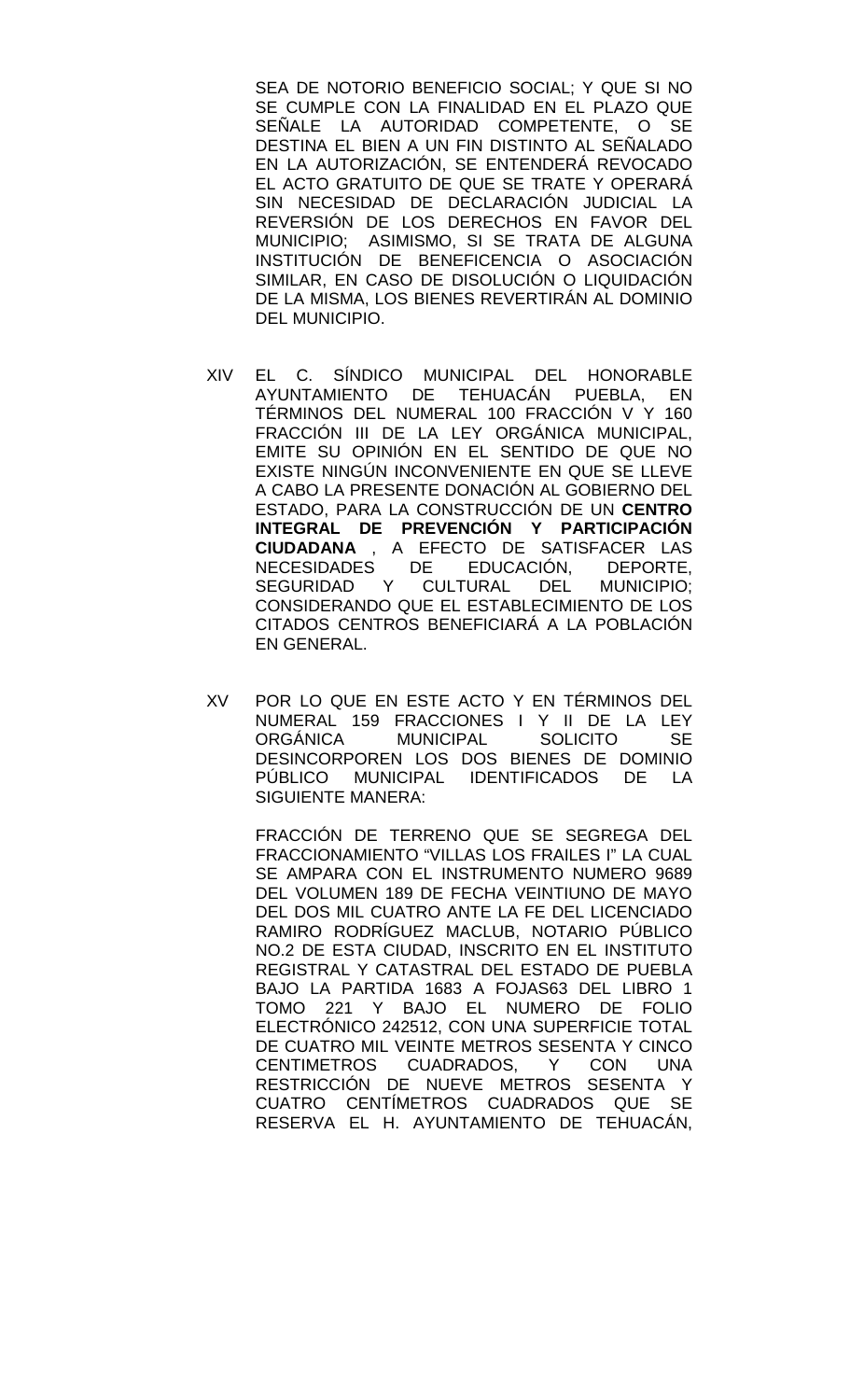SEA DE NOTORIO BENEFICIO SOCIAL; Y QUE SI NO SE CUMPLE CON LA FINALIDAD EN EL PLAZO QUE SEÑALE LA AUTORIDAD COMPETENTE, O SE DESTINA EL BIEN A UN FIN DISTINTO AL SEÑALADO EN LA AUTORIZACIÓN, SE ENTENDERÁ REVOCADO EL ACTO GRATUITO DE QUE SE TRATE Y OPERARÁ SIN NECESIDAD DE DECLARACIÓN JUDICIAL LA REVERSIÓN DE LOS DERECHOS EN FAVOR DEL MUNICIPIO; ASIMISMO, SI SE TRATA DE ALGUNA INSTITUCIÓN DE BENEFICENCIA O ASOCIACIÓN SIMILAR, EN CASO DE DISOLUCIÓN O LIQUIDACIÓN DE LA MISMA, LOS BIENES REVERTIRÁN AL DOMINIO DEL MUNICIPIO.

XIV EL C. SÍNDICO MUNICIPAL DEL HONORABLE AYUNTAMIENTO DE TEHUACÁN PUEBLA, EN TÉRMINOS DEL NUMERAL 100 FRACCIÓN V Y 160 FRACCIÓN III DE LA LEY ORGÁNICA MUNICIPAL, EMITE SU OPINIÓN EN EL SENTIDO DE QUE NO EXISTE NINGÚN INCONVENIENTE EN QUE SE LLEVE A CABO LA PRESENTE DONACIÓN AL GOBIERNO DEL ESTADO, PARA LA CONSTRUCCIÓN DE UN **CENTRO INTEGRAL DE PREVENCIÓN Y PARTICIPACIÓN CIUDADANA** , A EFECTO DE SATISFACER LAS NECESIDADES DE EDUCACIÓN, DEPORTE, SEGURIDAD Y CULTURAL DEL MUNICIPIO; CONSIDERANDO QUE EL ESTABLECIMIENTO DE LOS CITADOS CENTROS BENEFICIARÁ A LA POBLACIÓN EN GENERAL.

XV POR LO QUE EN ESTE ACTO Y EN TÉRMINOS DEL NUMERAL 159 FRACCIONES I Y II DE LA LEY ORGÁNICA MUNICIPAL SOLICITO SE DESINCORPOREN LOS DOS BIENES DE DOMINIO PÚBLICO MUNICIPAL IDENTIFICADOS DE LA SIGUIENTE MANERA:

FRACCIÓN DE TERRENO QUE SE SEGREGA DEL FRACCIONAMIENTO "VILLAS LOS FRAILES I" LA CUAL SE AMPARA CON EL INSTRUMENTO NUMERO 9689 DEL VOLUMEN 189 DE FECHA VEINTIUNO DE MAYO DEL DOS MIL CUATRO ANTE LA FE DEL LICENCIADO RAMIRO RODRÍGUEZ MACLUB, NOTARIO PÚBLICO NO.2 DE ESTA CIUDAD, INSCRITO EN EL INSTITUTO REGISTRAL Y CATASTRAL DEL ESTADO DE PUEBLA BAJO LA PARTIDA 1683 A FOJAS63 DEL LIBRO 1 TOMO 221 Y BAJO EL NUMERO DE FOLIO ELECTRÓNICO 242512, CON UNA SUPERFICIE TOTAL DE CUATRO MIL VEINTE METROS SESENTA Y CINCO CENTIMETROS CUADRADOS, Y CON UNA RESTRICCIÓN DE NUEVE METROS SESENTA Y CUATRO CENTÍMETROS CUADRADOS QUE SE RESERVA EL H. AYUNTAMIENTO DE TEHUACÁN,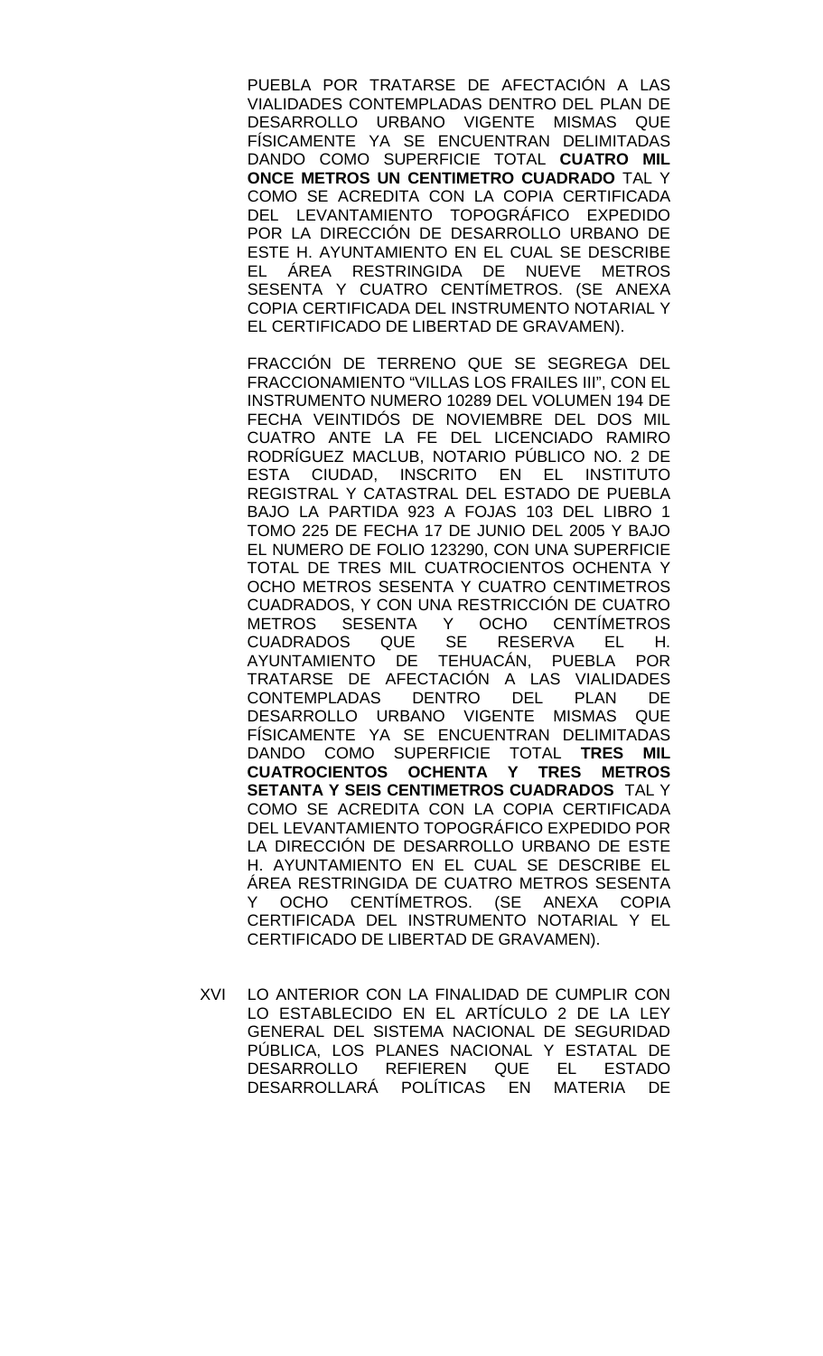PUEBLA POR TRATARSE DE AFECTACIÓN A LAS VIALIDADES CONTEMPLADAS DENTRO DEL PLAN DE DESARROLLO URBANO VIGENTE MISMAS QUE FÍSICAMENTE YA SE ENCUENTRAN DELIMITADAS DANDO COMO SUPERFICIE TOTAL **CUATRO MIL ONCE METROS UN CENTIMETRO CUADRADO** TAL Y COMO SE ACREDITA CON LA COPIA CERTIFICADA DEL LEVANTAMIENTO TOPOGRÁFICO EXPEDIDO POR LA DIRECCIÓN DE DESARROLLO URBANO DE ESTE H. AYUNTAMIENTO EN EL CUAL SE DESCRIBE EL ÁREA RESTRINGIDA DE NUEVE METROS SESENTA Y CUATRO CENTÍMETROS. (SE ANEXA COPIA CERTIFICADA DEL INSTRUMENTO NOTARIAL Y EL CERTIFICADO DE LIBERTAD DE GRAVAMEN).

FRACCIÓN DE TERRENO QUE SE SEGREGA DEL FRACCIONAMIENTO "VILLAS LOS FRAILES III", CON EL INSTRUMENTO NUMERO 10289 DEL VOLUMEN 194 DE FECHA VEINTIDÓS DE NOVIEMBRE DEL DOS MIL CUATRO ANTE LA FE DEL LICENCIADO RAMIRO RODRÍGUEZ MACLUB, NOTARIO PÚBLICO NO. 2 DE ESTA CIUDAD, INSCRITO EN EL INSTITUTO REGISTRAL Y CATASTRAL DEL ESTADO DE PUEBLA BAJO LA PARTIDA 923 A FOJAS 103 DEL LIBRO 1 TOMO 225 DE FECHA 17 DE JUNIO DEL 2005 Y BAJO EL NUMERO DE FOLIO 123290, CON UNA SUPERFICIE TOTAL DE TRES MIL CUATROCIENTOS OCHENTA Y OCHO METROS SESENTA Y CUATRO CENTIMETROS CUADRADOS, Y CON UNA RESTRICCIÓN DE CUATRO METROS SESENTA Y OCHO CENTÍMETROS CUADRADOS QUE SE RESERVA EL H. AYUNTAMIENTO DE TEHUACÁN, PUEBLA POR TRATARSE DE AFECTACIÓN A LAS VIALIDADES CONTEMPLADAS DENTRO DEL PLAN DE DESARROLLO URBANO VIGENTE MISMAS QUE FÍSICAMENTE YA SE ENCUENTRAN DELIMITADAS DANDO COMO SUPERFICIE TOTAL **TRES MIL CUATROCIENTOS OCHENTA Y TRES METROS SETANTA Y SEIS CENTIMETROS CUADRADOS** TAL Y COMO SE ACREDITA CON LA COPIA CERTIFICADA DEL LEVANTAMIENTO TOPOGRÁFICO EXPEDIDO POR LA DIRECCIÓN DE DESARROLLO URBANO DE ESTE H. AYUNTAMIENTO EN EL CUAL SE DESCRIBE EL ÁREA RESTRINGIDA DE CUATRO METROS SESENTA Y OCHO CENTÍMETROS. (SE ANEXA COPIA CERTIFICADA DEL INSTRUMENTO NOTARIAL Y EL CERTIFICADO DE LIBERTAD DE GRAVAMEN).

XVI LO ANTERIOR CON LA FINALIDAD DE CUMPLIR CON LO ESTABLECIDO EN EL ARTÍCULO 2 DE LA LEY GENERAL DEL SISTEMA NACIONAL DE SEGURIDAD PÚBLICA, LOS PLANES NACIONAL Y ESTATAL DE DESARROLLO REFIEREN QUE EL ESTADO DESARROLLARÁ POLÍTICAS EN MATERIA DE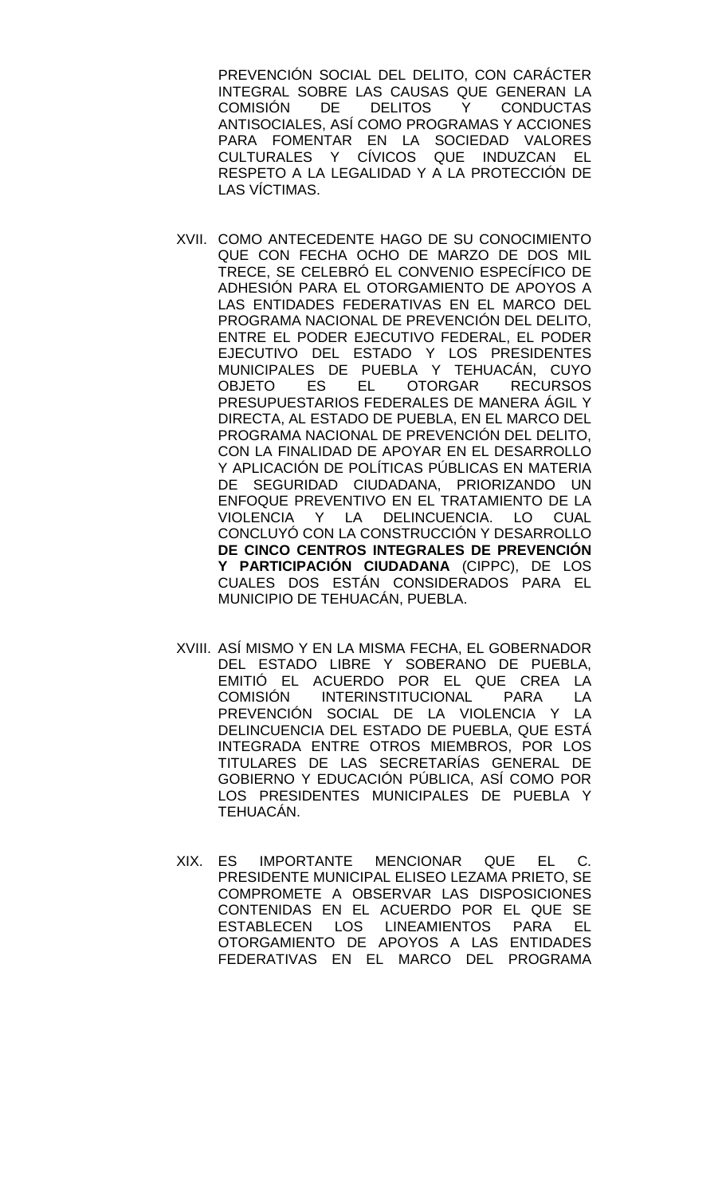PREVENCIÓN SOCIAL DEL DELITO, CON CARÁCTER INTEGRAL SOBRE LAS CAUSAS QUE GENERAN LA COMISIÓN DE DELITOS Y CONDUCTAS ANTISOCIALES, ASÍ COMO PROGRAMAS Y ACCIONES PARA FOMENTAR EN LA SOCIEDAD VALORES CULTURALES Y CÍVICOS QUE INDUZCAN EL RESPETO A LA LEGALIDAD Y A LA PROTECCIÓN DE LAS VÍCTIMAS.

XVII. COMO ANTECEDENTE HAGO DE SU CONOCIMIENTO QUE CON FECHA OCHO DE MARZO DE DOS MIL TRECE, SE CELEBRÓ EL CONVENIO ESPECÍFICO DE ADHESIÓN PARA EL OTORGAMIENTO DE APOYOS A LAS ENTIDADES FEDERATIVAS EN EL MARCO DEL PROGRAMA NACIONAL DE PREVENCIÓN DEL DELITO, ENTRE EL PODER EJECUTIVO FEDERAL, EL PODER EJECUTIVO DEL ESTADO Y LOS PRESIDENTES MUNICIPALES DE PUEBLA Y TEHUACÁN, CUYO OBJETO ES EL OTORGAR RECURSOS PRESUPUESTARIOS FEDERALES DE MANERA ÁGIL Y DIRECTA, AL ESTADO DE PUEBLA, EN EL MARCO DEL PROGRAMA NACIONAL DE PREVENCIÓN DEL DELITO, CON LA FINALIDAD DE APOYAR EN EL DESARROLLO Y APLICACIÓN DE POLÍTICAS PÚBLICAS EN MATERIA DE SEGURIDAD CIUDADANA, PRIORIZANDO UN ENFOQUE PREVENTIVO EN EL TRATAMIENTO DE LA VIOLENCIA Y LA DELINCUENCIA. LO CUAL CONCLUYÓ CON LA CONSTRUCCIÓN Y DESARROLLO **DE CINCO CENTROS INTEGRALES DE PREVENCIÓN Y PARTICIPACIÓN CIUDADANA** (CIPPC), DE LOS CUALES DOS ESTÁN CONSIDERADOS PARA EL MUNICIPIO DE TEHUACÁN, PUEBLA.

XVIII. ASÍ MISMO Y EN LA MISMA FECHA, EL GOBERNADOR DEL ESTADO LIBRE Y SOBERANO DE PUEBLA, EMITIÓ EL ACUERDO POR EL QUE CREA LA COMISIÓN INTERINSTITUCIONAL PARA LA PREVENCIÓN SOCIAL DE LA VIOLENCIA Y LA DELINCUENCIA DEL ESTADO DE PUEBLA, QUE ESTÁ INTEGRADA ENTRE OTROS MIEMBROS, POR LOS TITULARES DE LAS SECRETARÍAS GENERAL DE GOBIERNO Y EDUCACIÓN PÚBLICA, ASÍ COMO POR LOS PRESIDENTES MUNICIPALES DE PUEBLA Y TEHUACÁN.

XIX. ES IMPORTANTE MENCIONAR QUE EL C. PRESIDENTE MUNICIPAL ELISEO LEZAMA PRIETO, SE COMPROMETE A OBSERVAR LAS DISPOSICIONES CONTENIDAS EN EL ACUERDO POR EL QUE SE ESTABLECEN LOS LINEAMIENTOS PARA EL OTORGAMIENTO DE APOYOS A LAS ENTIDADES FEDERATIVAS EN EL MARCO DEL PROGRAMA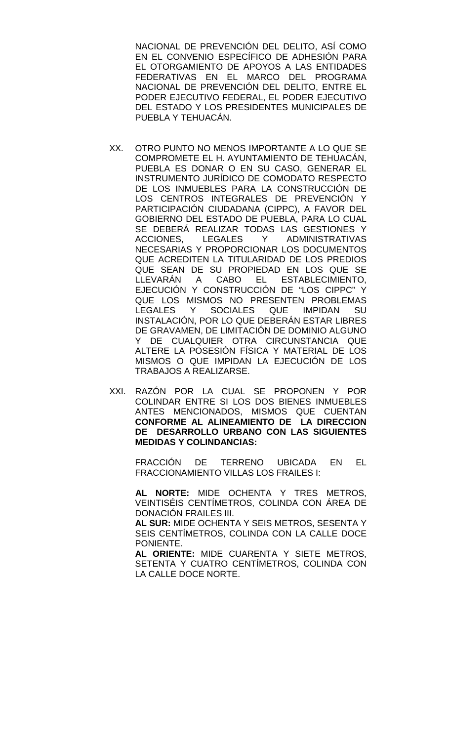NACIONAL DE PREVENCIÓN DEL DELITO, ASÍ COMO EN EL CONVENIO ESPECÍFICO DE ADHESIÓN PARA EL OTORGAMIENTO DE APOYOS A LAS ENTIDADES FEDERATIVAS EN EL MARCO DEL PROGRAMA NACIONAL DE PREVENCIÓN DEL DELITO, ENTRE EL PODER EJECUTIVO FEDERAL, EL PODER EJECUTIVO DEL ESTADO Y LOS PRESIDENTES MUNICIPALES DE PUEBLA Y TEHUACÁN.

XX. OTRO PUNTO NO MENOS IMPORTANTE A LO QUE SE COMPROMETE EL H. AYUNTAMIENTO DE TEHUACÁN, PUEBLA ES DONAR O EN SU CASO, GENERAR EL INSTRUMENTO JURÍDICO DE COMODATO RESPECTO DE LOS INMUEBLES PARA LA CONSTRUCCIÓN DE LOS CENTROS INTEGRALES DE PREVENCIÓN Y PARTICIPACIÓN CIUDADANA (CIPPC), A FAVOR DEL GOBIERNO DEL ESTADO DE PUEBLA, PARA LO CUAL SE DEBERÁ REALIZAR TODAS LAS GESTIONES Y ACCIONES, LEGALES Y ADMINISTRATIVAS NECESARIAS Y PROPORCIONAR LOS DOCUMENTOS QUE ACREDITEN LA TITULARIDAD DE LOS PREDIOS QUE SEAN DE SU PROPIEDAD EN LOS QUE SE LLEVARÁN A CABO EL ESTABLECIMIENTO, EJECUCIÓN Y CONSTRUCCIÓN DE "LOS CIPPC" Y QUE LOS MISMOS NO PRESENTEN PROBLEMAS LEGALES Y SOCIALES QUE IMPIDAN SU INSTALACIÓN, POR LO QUE DEBERÁN ESTAR LIBRES DE GRAVAMEN, DE LIMITACIÓN DE DOMINIO ALGUNO Y DE CUALQUIER OTRA CIRCUNSTANCIA QUE ALTERE LA POSESIÓN FÍSICA Y MATERIAL DE LOS MISMOS O QUE IMPIDAN LA EJECUCIÓN DE LOS TRABAJOS A REALIZARSE.

XXI. RAZÓN POR LA CUAL SE PROPONEN Y POR COLINDAR ENTRE SI LOS DOS BIENES INMUEBLES ANTES MENCIONADOS, MISMOS QUE CUENTAN **CONFORME AL ALINEAMIENTO DE LA DIRECCION DE DESARROLLO URBANO CON LAS SIGUIENTES MEDIDAS Y COLINDANCIAS:**

FRACCIÓN DE TERRENO UBICADA EN EL FRACCIONAMIENTO VILLAS LOS FRAILES I:

**AL NORTE:** MIDE OCHENTA Y TRES METROS, VEINTISÉIS CENTÍMETROS, COLINDA CON ÁREA DE DONACIÓN FRAILES III.
**AL SUR:** MIDE OCHENTA Y SEIS METROS, SESENTA Y SEIS CENTÍMETROS, COLINDA CON LA CALLE DOCE PONIENTE.
**AL ORIENTE:** MIDE CUARENTA Y SIETE METROS, SETENTA Y CUATRO CENTÍMETROS, COLINDA CON LA CALLE DOCE NORTE.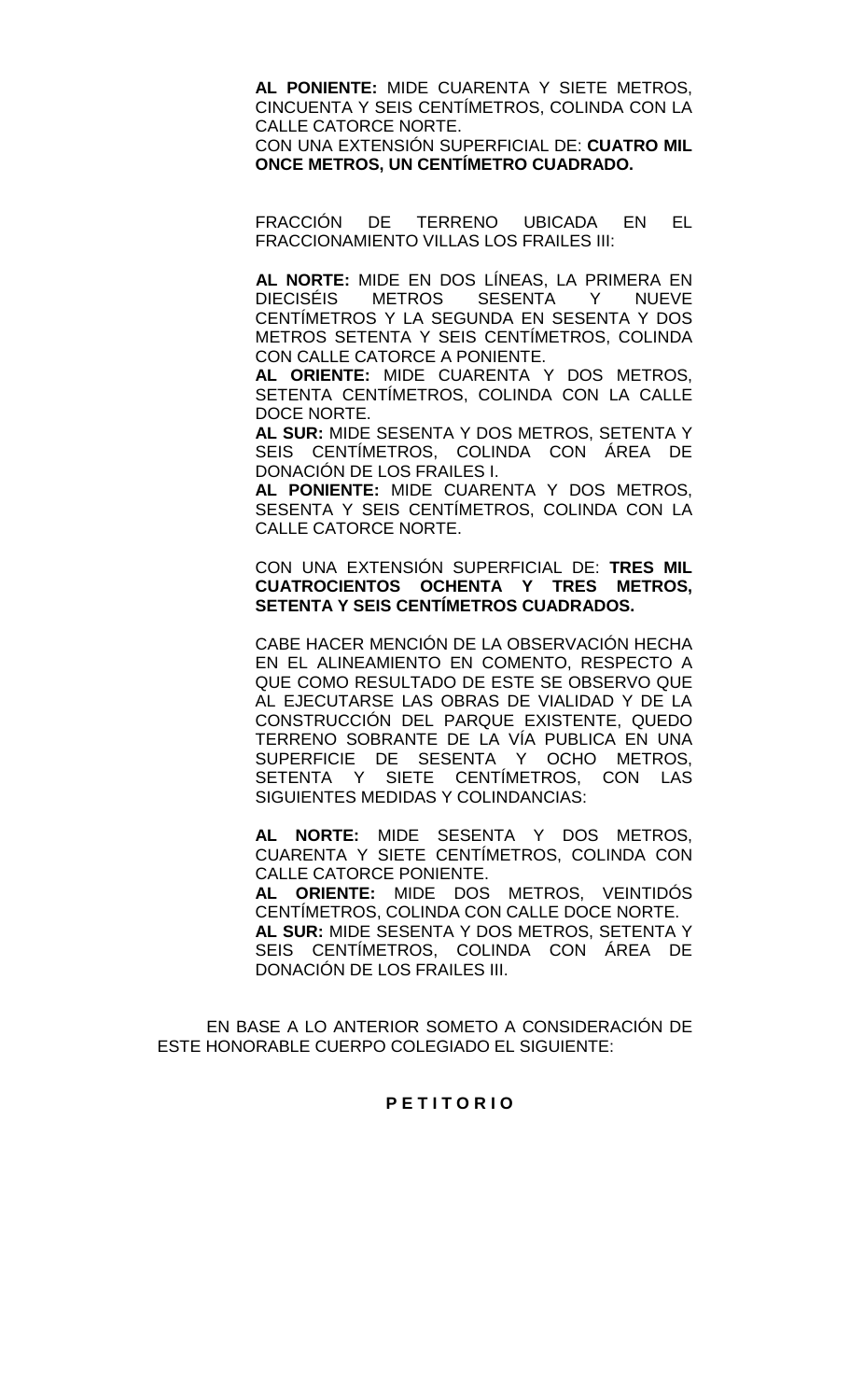**AL PONIENTE:** MIDE CUARENTA Y SIETE METROS, CINCUENTA Y SEIS CENTÍMETROS, COLINDA CON LA CALLE CATORCE NORTE.
CON UNA EXTENSIÓN SUPERFICIAL DE: **CUATRO MIL ONCE METROS, UN CENTÍMETRO CUADRADO.**

FRACCIÓN DE TERRENO UBICADA EN EL FRACCIONAMIENTO VILLAS LOS FRAILES III:

**AL NORTE:** MIDE EN DOS LÍNEAS, LA PRIMERA EN DIECISÉIS METROS SESENTA Y NUEVE CENTÍMETROS Y LA SEGUNDA EN SESENTA Y DOS METROS SETENTA Y SEIS CENTÍMETROS, COLINDA CON CALLE CATORCE A PONIENTE.
**AL ORIENTE:** MIDE CUARENTA Y DOS METROS, SETENTA CENTÍMETROS, COLINDA CON LA CALLE DOCE NORTE.
**AL SUR:** MIDE SESENTA Y DOS METROS, SETENTA Y SEIS CENTÍMETROS, COLINDA CON ÁREA DE DONACIÓN DE LOS FRAILES I.
**AL PONIENTE:** MIDE CUARENTA Y DOS METROS, SESENTA Y SEIS CENTÍMETROS, COLINDA CON LA CALLE CATORCE NORTE.

CON UNA EXTENSIÓN SUPERFICIAL DE: **TRES MIL CUATROCIENTOS OCHENTA Y TRES METROS, SETENTA Y SEIS CENTÍMETROS CUADRADOS.**

CABE HACER MENCIÓN DE LA OBSERVACIÓN HECHA EN EL ALINEAMIENTO EN COMENTO, RESPECTO A QUE COMO RESULTADO DE ESTE SE OBSERVO QUE AL EJECUTARSE LAS OBRAS DE VIALIDAD Y DE LA CONSTRUCCIÓN DEL PARQUE EXISTENTE, QUEDO TERRENO SOBRANTE DE LA VÍA PUBLICA EN UNA SUPERFICIE DE SESENTA Y OCHO METROS, SETENTA Y SIETE CENTÍMETROS, CON LAS SIGUIENTES MEDIDAS Y COLINDANCIAS:

**AL NORTE:** MIDE SESENTA Y DOS METROS, CUARENTA Y SIETE CENTÍMETROS, COLINDA CON CALLE CATORCE PONIENTE.
**AL ORIENTE:** MIDE DOS METROS, VEINTIDÓS CENTÍMETROS, COLINDA CON CALLE DOCE NORTE.
**AL SUR:** MIDE SESENTA Y DOS METROS, SETENTA Y SEIS CENTÍMETROS, COLINDA CON ÁREA DE DONACIÓN DE LOS FRAILES III.

EN BASE A LO ANTERIOR SOMETO A CONSIDERACIÓN DE ESTE HONORABLE CUERPO COLEGIADO EL SIGUIENTE:

**P E T I T O R I O**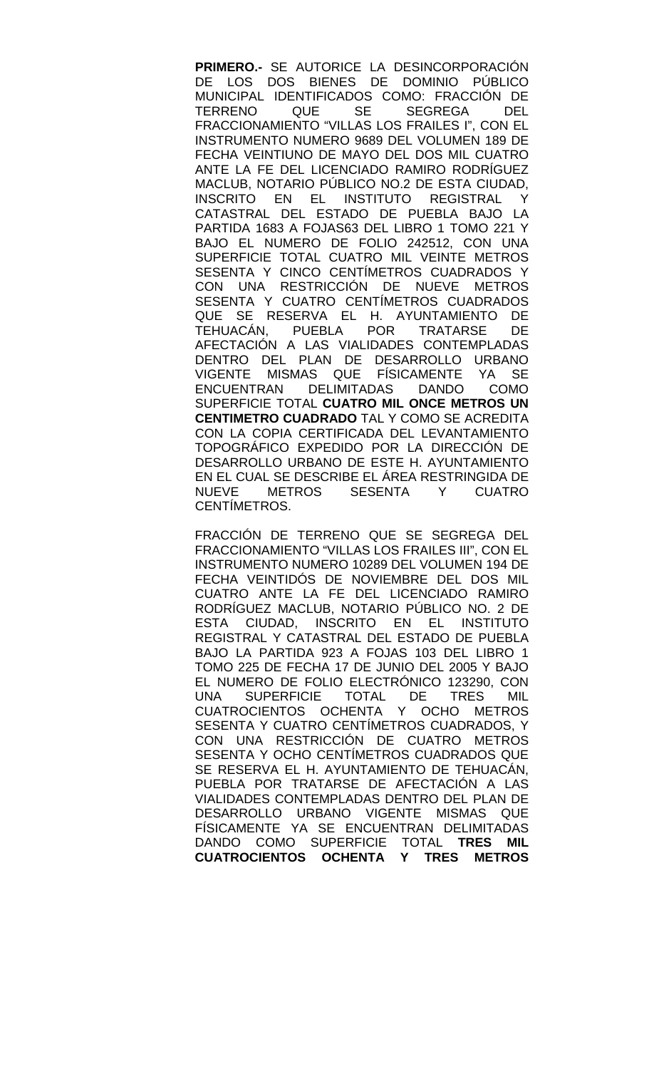**PRIMERO.-** SE AUTORICE LA DESINCORPORACIÓN DE LOS DOS BIENES DE DOMINIO PÚBLICO MUNICIPAL IDENTIFICADOS COMO: FRACCIÓN DE TERRENO QUE SE SEGREGA DEL FRACCIONAMIENTO "VILLAS LOS FRAILES I", CON EL INSTRUMENTO NUMERO 9689 DEL VOLUMEN 189 DE FECHA VEINTIUNO DE MAYO DEL DOS MIL CUATRO ANTE LA FE DEL LICENCIADO RAMIRO RODRÍGUEZ MACLUB, NOTARIO PÚBLICO NO.2 DE ESTA CIUDAD, INSCRITO EN EL INSTITUTO REGISTRAL Y CATASTRAL DEL ESTADO DE PUEBLA BAJO LA PARTIDA 1683 A FOJAS63 DEL LIBRO 1 TOMO 221 Y BAJO EL NUMERO DE FOLIO 242512, CON UNA SUPERFICIE TOTAL CUATRO MIL VEINTE METROS SESENTA Y CINCO CENTÍMETROS CUADRADOS Y CON UNA RESTRICCIÓN DE NUEVE METROS SESENTA Y CUATRO CENTÍMETROS CUADRADOS QUE SE RESERVA EL H. AYUNTAMIENTO DE TEHUACÁN, PUEBLA POR TRATARSE DE AFECTACIÓN A LAS VIALIDADES CONTEMPLADAS DENTRO DEL PLAN DE DESARROLLO URBANO VIGENTE MISMAS QUE FÍSICAMENTE YA SE ENCUENTRAN DELIMITADAS DANDO COMO SUPERFICIE TOTAL **CUATRO MIL ONCE METROS UN CENTIMETRO CUADRADO** TAL Y COMO SE ACREDITA CON LA COPIA CERTIFICADA DEL LEVANTAMIENTO TOPOGRÁFICO EXPEDIDO POR LA DIRECCIÓN DE DESARROLLO URBANO DE ESTE H. AYUNTAMIENTO EN EL CUAL SE DESCRIBE EL ÁREA RESTRINGIDA DE NUEVE METROS SESENTA Y CUATRO CENTÍMETROS.

FRACCIÓN DE TERRENO QUE SE SEGREGA DEL FRACCIONAMIENTO "VILLAS LOS FRAILES III", CON EL INSTRUMENTO NUMERO 10289 DEL VOLUMEN 194 DE FECHA VEINTIDÓS DE NOVIEMBRE DEL DOS MIL CUATRO ANTE LA FE DEL LICENCIADO RAMIRO RODRÍGUEZ MACLUB, NOTARIO PÚBLICO NO. 2 DE ESTA CIUDAD, INSCRITO EN EL INSTITUTO REGISTRAL Y CATASTRAL DEL ESTADO DE PUEBLA BAJO LA PARTIDA 923 A FOJAS 103 DEL LIBRO 1 TOMO 225 DE FECHA 17 DE JUNIO DEL 2005 Y BAJO EL NUMERO DE FOLIO ELECTRÓNICO 123290, CON UNA SUPERFICIE TOTAL DE TRES MIL CUATROCIENTOS OCHENTA Y OCHO METROS SESENTA Y CUATRO CENTÍMETROS CUADRADOS, Y CON UNA RESTRICCIÓN DE CUATRO METROS SESENTA Y OCHO CENTÍMETROS CUADRADOS QUE SE RESERVA EL H. AYUNTAMIENTO DE TEHUACÁN, PUEBLA POR TRATARSE DE AFECTACIÓN A LAS VIALIDADES CONTEMPLADAS DENTRO DEL PLAN DE DESARROLLO URBANO VIGENTE MISMAS QUE FÍSICAMENTE YA SE ENCUENTRAN DELIMITADAS DANDO COMO SUPERFICIE TOTAL **TRES MIL CUATROCIENTOS OCHENTA Y TRES METROS**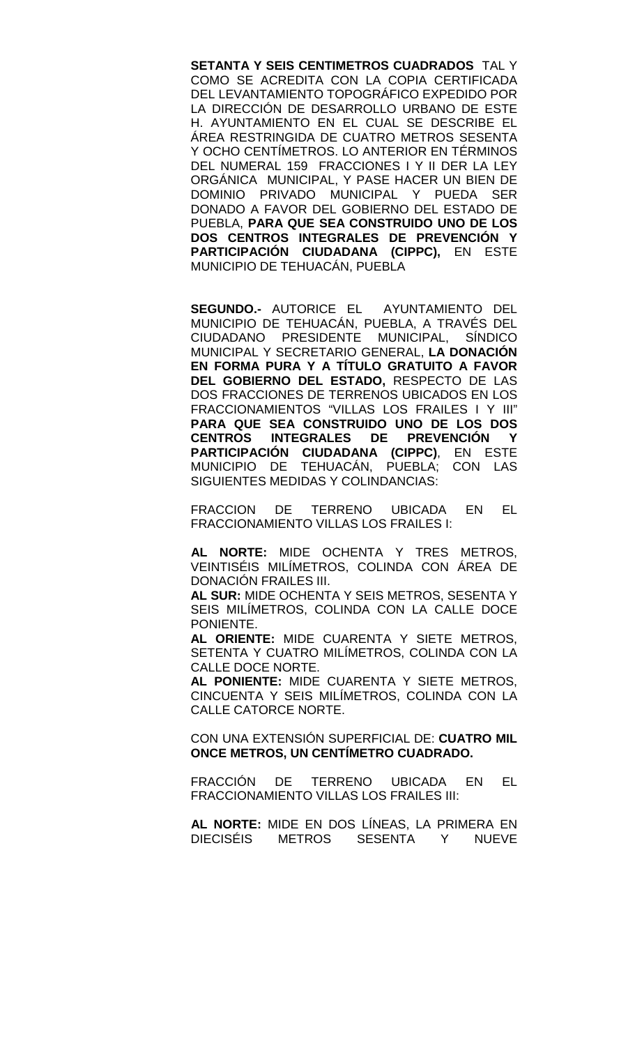**SETANTA Y SEIS CENTIMETROS CUADRADOS** TAL Y COMO SE ACREDITA CON LA COPIA CERTIFICADA DEL LEVANTAMIENTO TOPOGRÁFICO EXPEDIDO POR LA DIRECCIÓN DE DESARROLLO URBANO DE ESTE H. AYUNTAMIENTO EN EL CUAL SE DESCRIBE EL ÁREA RESTRINGIDA DE CUATRO METROS SESENTA Y OCHO CENTÍMETROS. LO ANTERIOR EN TÉRMINOS DEL NUMERAL 159 FRACCIONES I Y II DER LA LEY ORGÁNICA MUNICIPAL, Y PASE HACER UN BIEN DE DOMINIO PRIVADO MUNICIPAL Y PUEDA SER DONADO A FAVOR DEL GOBIERNO DEL ESTADO DE PUEBLA, **PARA QUE SEA CONSTRUIDO UNO DE LOS DOS CENTROS INTEGRALES DE PREVENCIÓN Y PARTICIPACIÓN CIUDADANA (CIPPC),** EN ESTE MUNICIPIO DE TEHUACÁN, PUEBLA

**SEGUNDO.-** AUTORICE EL AYUNTAMIENTO DEL MUNICIPIO DE TEHUACÁN, PUEBLA, A TRAVÉS DEL CIUDADANO PRESIDENTE MUNICIPAL, SÍNDICO MUNICIPAL Y SECRETARIO GENERAL, **LA DONACIÓN EN FORMA PURA Y A TÍTULO GRATUITO A FAVOR DEL GOBIERNO DEL ESTADO,** RESPECTO DE LAS DOS FRACCIONES DE TERRENOS UBICADOS EN LOS FRACCIONAMIENTOS "VILLAS LOS FRAILES I Y III" **PARA QUE SEA CONSTRUIDO UNO DE LOS DOS CENTROS INTEGRALES DE PREVENCIÓN Y PARTICIPACIÓN CIUDADANA (CIPPC)**, EN ESTE MUNICIPIO DE TEHUACÁN, PUEBLA; CON LAS SIGUIENTES MEDIDAS Y COLINDANCIAS:

FRACCION DE TERRENO UBICADA EN EL FRACCIONAMIENTO VILLAS LOS FRAILES I:

**AL NORTE:** MIDE OCHENTA Y TRES METROS, VEINTISÉIS MILÍMETROS, COLINDA CON ÁREA DE DONACIÓN FRAILES III.
**AL SUR:** MIDE OCHENTA Y SEIS METROS, SESENTA Y SEIS MILÍMETROS, COLINDA CON LA CALLE DOCE PONIENTE.
**AL ORIENTE:** MIDE CUARENTA Y SIETE METROS, SETENTA Y CUATRO MILÍMETROS, COLINDA CON LA CALLE DOCE NORTE.
**AL PONIENTE:** MIDE CUARENTA Y SIETE METROS, CINCUENTA Y SEIS MILÍMETROS, COLINDA CON LA CALLE CATORCE NORTE.

CON UNA EXTENSIÓN SUPERFICIAL DE: **CUATRO MIL ONCE METROS, UN CENTÍMETRO CUADRADO.**

FRACCIÓN DE TERRENO UBICADA EN EL FRACCIONAMIENTO VILLAS LOS FRAILES III:

**AL NORTE:** MIDE EN DOS LÍNEAS, LA PRIMERA EN DIECISÉIS METROS SESENTA Y NUEVE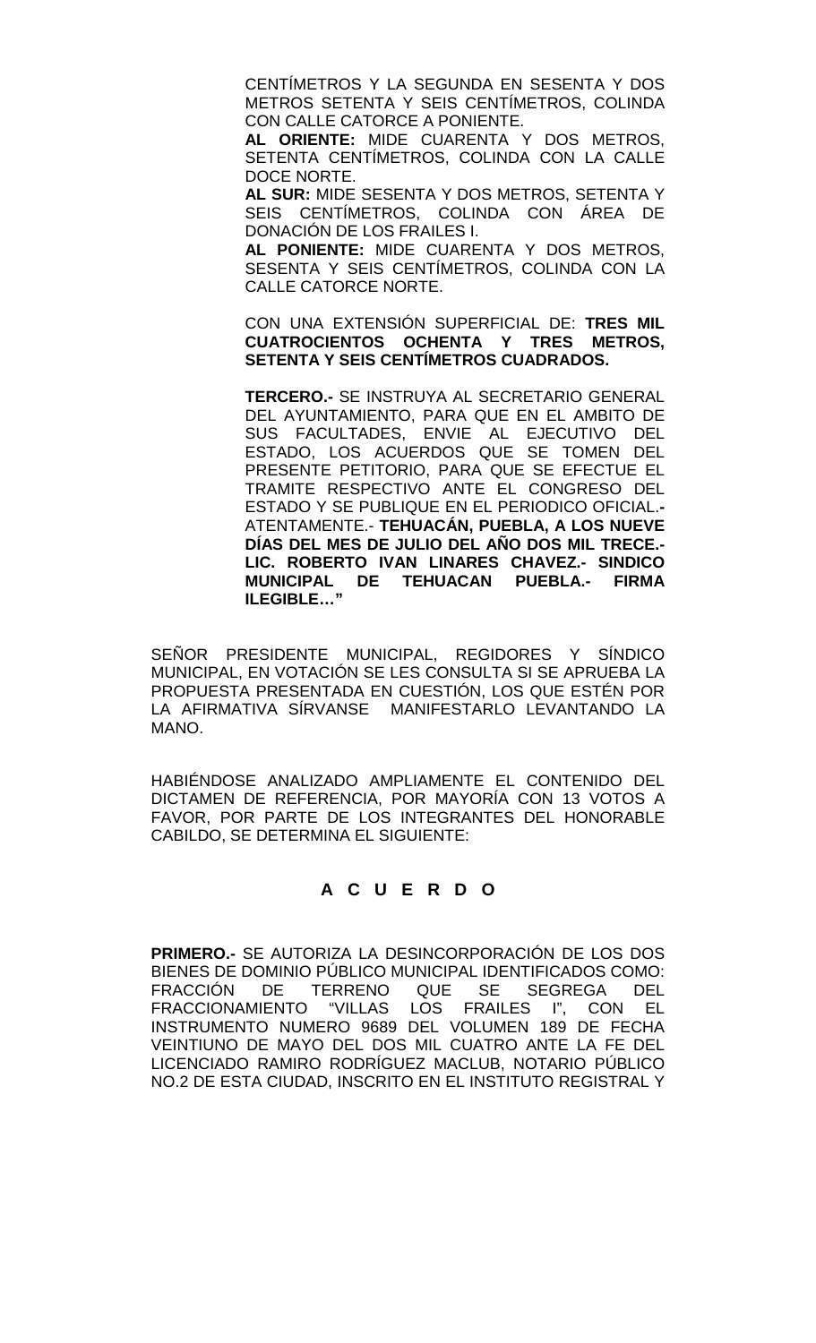CENTÍMETROS Y LA SEGUNDA EN SESENTA Y DOS METROS SETENTA Y SEIS CENTÍMETROS, COLINDA CON CALLE CATORCE A PONIENTE.

**AL ORIENTE:** MIDE CUARENTA Y DOS METROS, SETENTA CENTÍMETROS, COLINDA CON LA CALLE DOCE NORTE.

**AL SUR:** MIDE SESENTA Y DOS METROS, SETENTA Y SEIS CENTÍMETROS, COLINDA CON ÁREA DE DONACIÓN DE LOS FRAILES I.

**AL PONIENTE:** MIDE CUARENTA Y DOS METROS, SESENTA Y SEIS CENTÍMETROS, COLINDA CON LA CALLE CATORCE NORTE.

CON UNA EXTENSIÓN SUPERFICIAL DE: **TRES MIL CUATROCIENTOS OCHENTA Y TRES METROS, SETENTA Y SEIS CENTÍMETROS CUADRADOS.**

**TERCERO.-** SE INSTRUYA AL SECRETARIO GENERAL DEL AYUNTAMIENTO, PARA QUE EN EL AMBITO DE SUS FACULTADES, ENVIE AL EJECUTIVO DEL ESTADO, LOS ACUERDOS QUE SE TOMEN DEL PRESENTE PETITORIO, PARA QUE SE EFECTUE EL TRAMITE RESPECTIVO ANTE EL CONGRESO DEL ESTADO Y SE PUBLIQUE EN EL PERIODICO OFICIAL.**-** ATENTAMENTE.- **TEHUACÁN, PUEBLA, A LOS NUEVE DÍAS DEL MES DE JULIO DEL AÑO DOS MIL TRECE.- LIC. ROBERTO IVAN LINARES CHAVEZ.- SINDICO MUNICIPAL DE TEHUACAN PUEBLA.- FIRMA ILEGIBLE…"**

SEÑOR PRESIDENTE MUNICIPAL, REGIDORES Y SÍNDICO MUNICIPAL, EN VOTACIÓN SE LES CONSULTA SI SE APRUEBA LA PROPUESTA PRESENTADA EN CUESTIÓN, LOS QUE ESTÉN POR LA AFIRMATIVA SÍRVANSE MANIFESTARLO LEVANTANDO LA MANO.

HABIÉNDOSE ANALIZADO AMPLIAMENTE EL CONTENIDO DEL DICTAMEN DE REFERENCIA, POR MAYORÍA CON 13 VOTOS A FAVOR, POR PARTE DE LOS INTEGRANTES DEL HONORABLE CABILDO, SE DETERMINA EL SIGUIENTE:

## A C U E R D O

**PRIMERO.-** SE AUTORIZA LA DESINCORPORACIÓN DE LOS DOS BIENES DE DOMINIO PÚBLICO MUNICIPAL IDENTIFICADOS COMO: FRACCIÓN DE TERRENO QUE SE SEGREGA DEL FRACCIONAMIENTO "VILLAS LOS FRAILES I", CON EL INSTRUMENTO NUMERO 9689 DEL VOLUMEN 189 DE FECHA VEINTIUNO DE MAYO DEL DOS MIL CUATRO ANTE LA FE DEL LICENCIADO RAMIRO RODRÍGUEZ MACLUB, NOTARIO PÚBLICO NO.2 DE ESTA CIUDAD, INSCRITO EN EL INSTITUTO REGISTRAL Y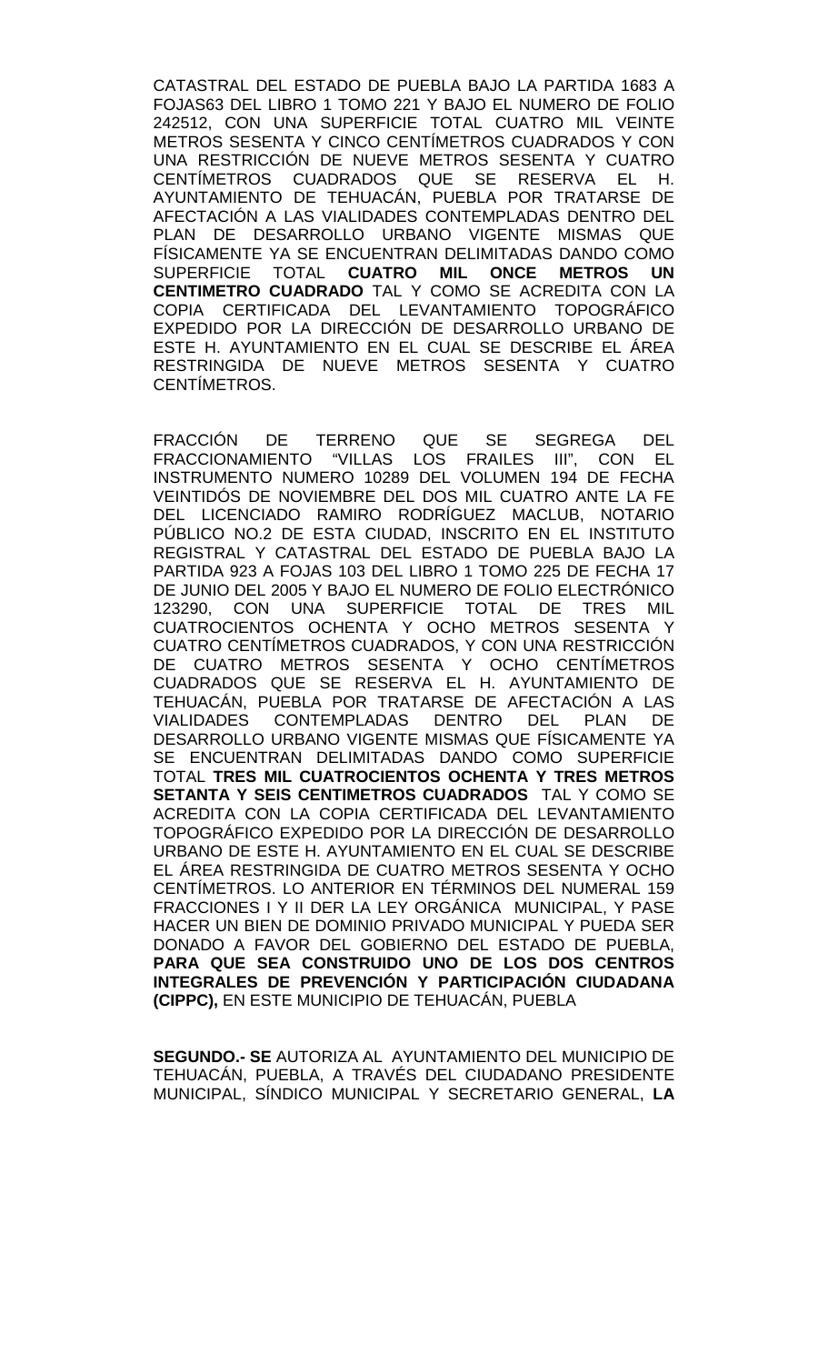CATASTRAL DEL ESTADO DE PUEBLA BAJO LA PARTIDA 1683 A FOJAS63 DEL LIBRO 1 TOMO 221 Y BAJO EL NUMERO DE FOLIO 242512, CON UNA SUPERFICIE TOTAL CUATRO MIL VEINTE METROS SESENTA Y CINCO CENTÍMETROS CUADRADOS Y CON UNA RESTRICCIÓN DE NUEVE METROS SESENTA Y CUATRO CENTÍMETROS CUADRADOS QUE SE RESERVA EL H. AYUNTAMIENTO DE TEHUACÁN, PUEBLA POR TRATARSE DE AFECTACIÓN A LAS VIALIDADES CONTEMPLADAS DENTRO DEL PLAN DE DESARROLLO URBANO VIGENTE MISMAS QUE FÍSICAMENTE YA SE ENCUENTRAN DELIMITADAS DANDO COMO SUPERFICIE TOTAL **CUATRO MIL ONCE METROS UN CENTIMETRO CUADRADO** TAL Y COMO SE ACREDITA CON LA COPIA CERTIFICADA DEL LEVANTAMIENTO TOPOGRÁFICO EXPEDIDO POR LA DIRECCIÓN DE DESARROLLO URBANO DE ESTE H. AYUNTAMIENTO EN EL CUAL SE DESCRIBE EL ÁREA RESTRINGIDA DE NUEVE METROS SESENTA Y CUATRO CENTÍMETROS.

FRACCIÓN DE TERRENO QUE SE SEGREGA DEL FRACCIONAMIENTO "VILLAS LOS FRAILES III", CON EL INSTRUMENTO NUMERO 10289 DEL VOLUMEN 194 DE FECHA VEINTIDÓS DE NOVIEMBRE DEL DOS MIL CUATRO ANTE LA FE DEL LICENCIADO RAMIRO RODRÍGUEZ MACLUB, NOTARIO PÚBLICO NO.2 DE ESTA CIUDAD, INSCRITO EN EL INSTITUTO REGISTRAL Y CATASTRAL DEL ESTADO DE PUEBLA BAJO LA PARTIDA 923 A FOJAS 103 DEL LIBRO 1 TOMO 225 DE FECHA 17 DE JUNIO DEL 2005 Y BAJO EL NUMERO DE FOLIO ELECTRÓNICO 123290, CON UNA SUPERFICIE TOTAL DE TRES MIL CUATROCIENTOS OCHENTA Y OCHO METROS SESENTA Y CUATRO CENTÍMETROS CUADRADOS, Y CON UNA RESTRICCIÓN DE CUATRO METROS SESENTA Y OCHO CENTÍMETROS CUADRADOS QUE SE RESERVA EL H. AYUNTAMIENTO DE TEHUACÁN, PUEBLA POR TRATARSE DE AFECTACIÓN A LAS VIALIDADES CONTEMPLADAS DENTRO DEL PLAN DE DESARROLLO URBANO VIGENTE MISMAS QUE FÍSICAMENTE YA SE ENCUENTRAN DELIMITADAS DANDO COMO SUPERFICIE TOTAL **TRES MIL CUATROCIENTOS OCHENTA Y TRES METROS SETANTA Y SEIS CENTIMETROS CUADRADOS** TAL Y COMO SE ACREDITA CON LA COPIA CERTIFICADA DEL LEVANTAMIENTO TOPOGRÁFICO EXPEDIDO POR LA DIRECCIÓN DE DESARROLLO URBANO DE ESTE H. AYUNTAMIENTO EN EL CUAL SE DESCRIBE EL ÁREA RESTRINGIDA DE CUATRO METROS SESENTA Y OCHO CENTÍMETROS. LO ANTERIOR EN TÉRMINOS DEL NUMERAL 159 FRACCIONES I Y II DER LA LEY ORGÁNICA MUNICIPAL, Y PASE HACER UN BIEN DE DOMINIO PRIVADO MUNICIPAL Y PUEDA SER DONADO A FAVOR DEL GOBIERNO DEL ESTADO DE PUEBLA, **PARA QUE SEA CONSTRUIDO UNO DE LOS DOS CENTROS INTEGRALES DE PREVENCIÓN Y PARTICIPACIÓN CIUDADANA (CIPPC),** EN ESTE MUNICIPIO DE TEHUACÁN, PUEBLA

**SEGUNDO.- SE** AUTORIZA AL AYUNTAMIENTO DEL MUNICIPIO DE TEHUACÁN, PUEBLA, A TRAVÉS DEL CIUDADANO PRESIDENTE MUNICIPAL, SÍNDICO MUNICIPAL Y SECRETARIO GENERAL, **LA**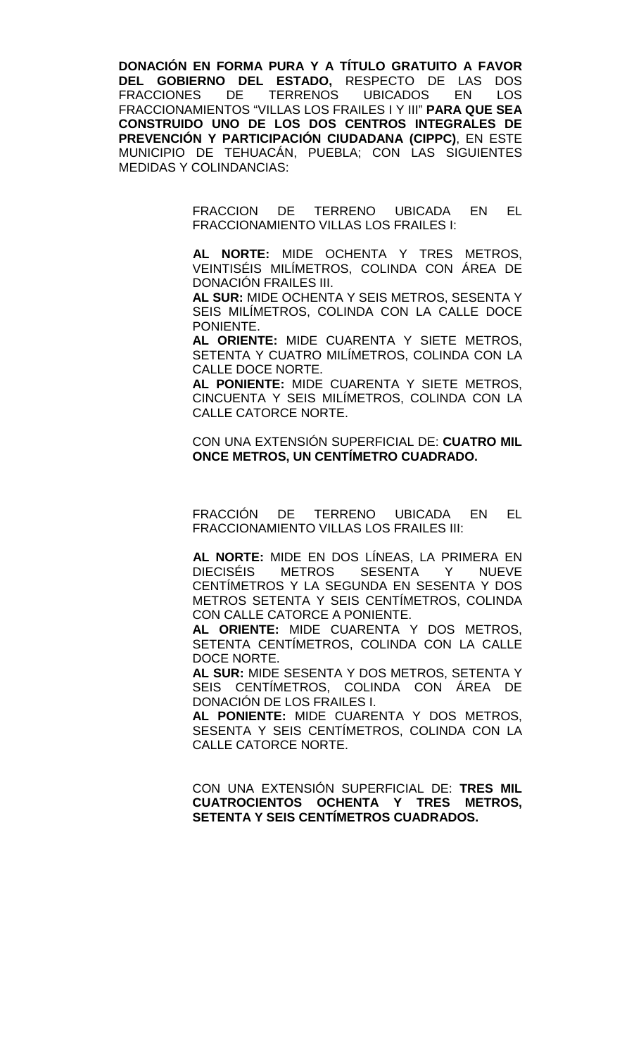**DONACIÓN EN FORMA PURA Y A TÍTULO GRATUITO A FAVOR DEL GOBIERNO DEL ESTADO,** RESPECTO DE LAS DOS FRACCIONES DE TERRENOS UBICADOS EN LOS FRACCIONAMIENTOS "VILLAS LOS FRAILES I Y III" **PARA QUE SEA CONSTRUIDO UNO DE LOS DOS CENTROS INTEGRALES DE PREVENCIÓN Y PARTICIPACIÓN CIUDADANA (CIPPC)**, EN ESTE MUNICIPIO DE TEHUACÁN, PUEBLA; CON LAS SIGUIENTES MEDIDAS Y COLINDANCIAS:

FRACCION DE TERRENO UBICADA EN EL FRACCIONAMIENTO VILLAS LOS FRAILES I:

**AL NORTE:** MIDE OCHENTA Y TRES METROS, VEINTISÉIS MILÍMETROS, COLINDA CON ÁREA DE DONACIÓN FRAILES III.
**AL SUR:** MIDE OCHENTA Y SEIS METROS, SESENTA Y SEIS MILÍMETROS, COLINDA CON LA CALLE DOCE PONIENTE.
**AL ORIENTE:** MIDE CUARENTA Y SIETE METROS, SETENTA Y CUATRO MILÍMETROS, COLINDA CON LA CALLE DOCE NORTE.
**AL PONIENTE:** MIDE CUARENTA Y SIETE METROS, CINCUENTA Y SEIS MILÍMETROS, COLINDA CON LA CALLE CATORCE NORTE.

CON UNA EXTENSIÓN SUPERFICIAL DE: **CUATRO MIL ONCE METROS, UN CENTÍMETRO CUADRADO.**

FRACCIÓN DE TERRENO UBICADA EN EL FRACCIONAMIENTO VILLAS LOS FRAILES III:

**AL NORTE:** MIDE EN DOS LÍNEAS, LA PRIMERA EN DIECISÉIS METROS SESENTA Y NUEVE CENTÍMETROS Y LA SEGUNDA EN SESENTA Y DOS METROS SETENTA Y SEIS CENTÍMETROS, COLINDA CON CALLE CATORCE A PONIENTE.
**AL ORIENTE:** MIDE CUARENTA Y DOS METROS, SETENTA CENTÍMETROS, COLINDA CON LA CALLE DOCE NORTE.
**AL SUR:** MIDE SESENTA Y DOS METROS, SETENTA Y SEIS CENTÍMETROS, COLINDA CON ÁREA DE DONACIÓN DE LOS FRAILES I.
**AL PONIENTE:** MIDE CUARENTA Y DOS METROS, SESENTA Y SEIS CENTÍMETROS, COLINDA CON LA CALLE CATORCE NORTE.

CON UNA EXTENSIÓN SUPERFICIAL DE: **TRES MIL CUATROCIENTOS OCHENTA Y TRES METROS, SETENTA Y SEIS CENTÍMETROS CUADRADOS.**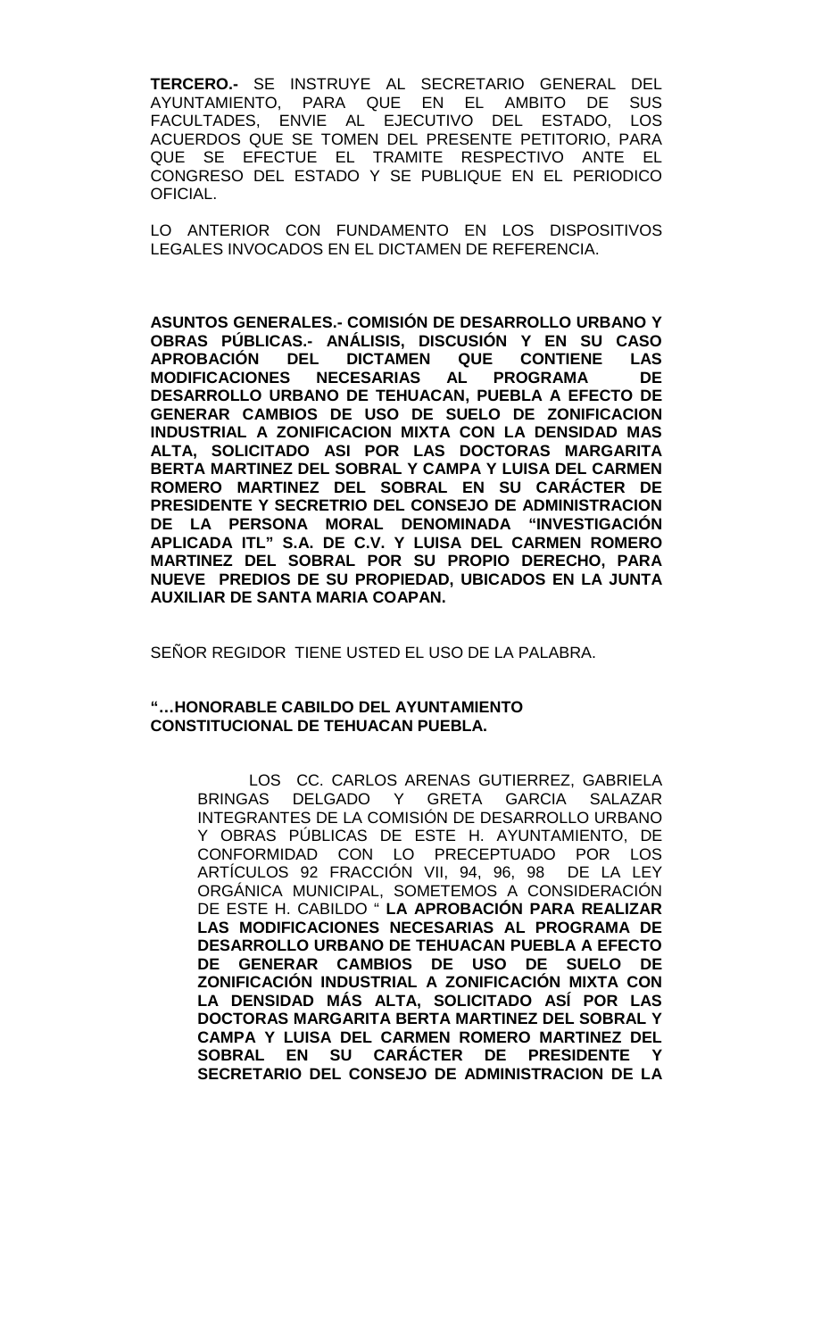**TERCERO.-** SE INSTRUYE AL SECRETARIO GENERAL DEL AYUNTAMIENTO, PARA QUE EN EL AMBITO DE SUS FACULTADES, ENVIE AL EJECUTIVO DEL ESTADO, LOS ACUERDOS QUE SE TOMEN DEL PRESENTE PETITORIO, PARA QUE SE EFECTUE EL TRAMITE RESPECTIVO ANTE EL CONGRESO DEL ESTADO Y SE PUBLIQUE EN EL PERIODICO OFICIAL.

LO ANTERIOR CON FUNDAMENTO EN LOS DISPOSITIVOS LEGALES INVOCADOS EN EL DICTAMEN DE REFERENCIA.

**ASUNTOS GENERALES.- COMISIÓN DE DESARROLLO URBANO Y OBRAS PÚBLICAS.- ANÁLISIS, DISCUSIÓN Y EN SU CASO APROBACIÓN DEL DICTAMEN QUE CONTIENE LAS MODIFICACIONES NECESARIAS AL PROGRAMA DE DESARROLLO URBANO DE TEHUACAN, PUEBLA A EFECTO DE GENERAR CAMBIOS DE USO DE SUELO DE ZONIFICACION INDUSTRIAL A ZONIFICACION MIXTA CON LA DENSIDAD MAS ALTA, SOLICITADO ASI POR LAS DOCTORAS MARGARITA BERTA MARTINEZ DEL SOBRAL Y CAMPA Y LUISA DEL CARMEN ROMERO MARTINEZ DEL SOBRAL EN SU CARÁCTER DE PRESIDENTE Y SECRETRIO DEL CONSEJO DE ADMINISTRACION DE LA PERSONA MORAL DENOMINADA "INVESTIGACIÓN APLICADA ITL" S.A. DE C.V. Y LUISA DEL CARMEN ROMERO MARTINEZ DEL SOBRAL POR SU PROPIO DERECHO, PARA NUEVE PREDIOS DE SU PROPIEDAD, UBICADOS EN LA JUNTA AUXILIAR DE SANTA MARIA COAPAN.**

SEÑOR REGIDOR TIENE USTED EL USO DE LA PALABRA.

**"…HONORABLE CABILDO DEL AYUNTAMIENTO CONSTITUCIONAL DE TEHUACAN PUEBLA.**

LOS CC. CARLOS ARENAS GUTIERREZ, GABRIELA BRINGAS DELGADO Y GRETA GARCIA SALAZAR INTEGRANTES DE LA COMISIÓN DE DESARROLLO URBANO Y OBRAS PÚBLICAS DE ESTE H. AYUNTAMIENTO, DE CONFORMIDAD CON LO PRECEPTUADO POR LOS ARTÍCULOS 92 FRACCIÓN VII, 94, 96, 98 DE LA LEY ORGÁNICA MUNICIPAL, SOMETEMOS A CONSIDERACIÓN DE ESTE H. CABILDO " **LA APROBACIÓN PARA REALIZAR LAS MODIFICACIONES NECESARIAS AL PROGRAMA DE DESARROLLO URBANO DE TEHUACAN PUEBLA A EFECTO DE GENERAR CAMBIOS DE USO DE SUELO DE ZONIFICACIÓN INDUSTRIAL A ZONIFICACIÓN MIXTA CON LA DENSIDAD MÁS ALTA, SOLICITADO ASÍ POR LAS DOCTORAS MARGARITA BERTA MARTINEZ DEL SOBRAL Y CAMPA Y LUISA DEL CARMEN ROMERO MARTINEZ DEL SOBRAL EN SU CARÁCTER DE PRESIDENTE Y SECRETARIO DEL CONSEJO DE ADMINISTRACION DE LA**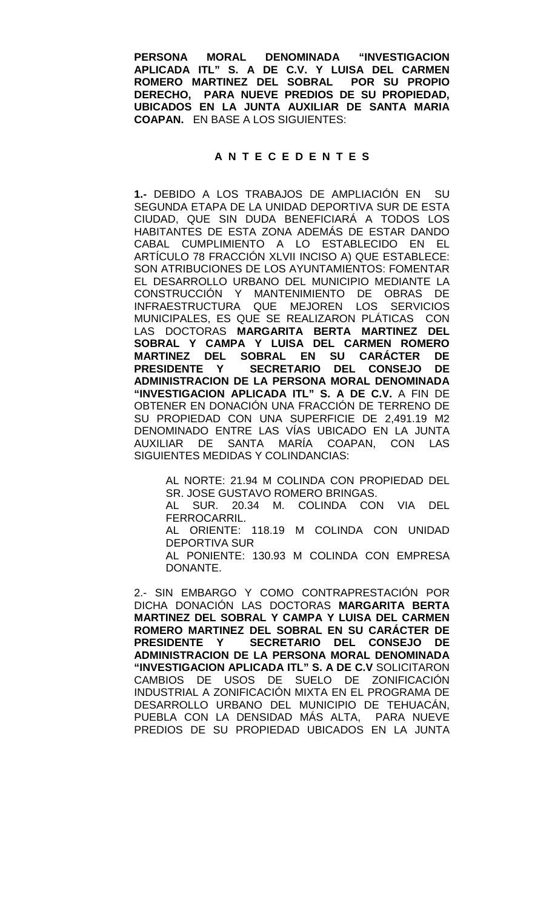**PERSONA MORAL DENOMINADA "INVESTIGACION APLICADA ITL" S. A DE C.V. Y LUISA DEL CARMEN ROMERO MARTINEZ DEL SOBRAL POR SU PROPIO DERECHO, PARA NUEVE PREDIOS DE SU PROPIEDAD, UBICADOS EN LA JUNTA AUXILIAR DE SANTA MARIA COAPAN.** EN BASE A LOS SIGUIENTES:

## A N T E C E D E N T E S

**1.-** DEBIDO A LOS TRABAJOS DE AMPLIACIÓN EN SU SEGUNDA ETAPA DE LA UNIDAD DEPORTIVA SUR DE ESTA CIUDAD, QUE SIN DUDA BENEFICIARÁ A TODOS LOS HABITANTES DE ESTA ZONA ADEMÁS DE ESTAR DANDO CABAL CUMPLIMIENTO A LO ESTABLECIDO EN EL ARTÍCULO 78 FRACCIÓN XLVII INCISO A) QUE ESTABLECE: SON ATRIBUCIONES DE LOS AYUNTAMIENTOS: FOMENTAR EL DESARROLLO URBANO DEL MUNICIPIO MEDIANTE LA CONSTRUCCIÓN Y MANTENIMIENTO DE OBRAS DE INFRAESTRUCTURA QUE MEJOREN LOS SERVICIOS MUNICIPALES, ES QUE SE REALIZARON PLÁTICAS CON LAS DOCTORAS **MARGARITA BERTA MARTINEZ DEL SOBRAL Y CAMPA Y LUISA DEL CARMEN ROMERO MARTINEZ DEL SOBRAL EN SU CARÁCTER DE PRESIDENTE Y SECRETARIO DEL CONSEJO DE ADMINISTRACION DE LA PERSONA MORAL DENOMINADA "INVESTIGACION APLICADA ITL" S. A DE C.V.** A FIN DE OBTENER EN DONACIÓN UNA FRACCIÓN DE TERRENO DE SU PROPIEDAD CON UNA SUPERFICIE DE 2,491.19 M2 DENOMINADO ENTRE LAS VÍAS UBICADO EN LA JUNTA AUXILIAR DE SANTA MARÍA COAPAN, CON LAS SIGUIENTES MEDIDAS Y COLINDANCIAS:

> AL NORTE: 21.94 M COLINDA CON PROPIEDAD DEL SR. JOSE GUSTAVO ROMERO BRINGAS.
> AL SUR. 20.34 M. COLINDA CON VIA DEL FERROCARRIL.
> AL ORIENTE: 118.19 M COLINDA CON UNIDAD DEPORTIVA SUR
> AL PONIENTE: 130.93 M COLINDA CON EMPRESA DONANTE.

2.- SIN EMBARGO Y COMO CONTRAPRESTACIÓN POR DICHA DONACIÓN LAS DOCTORAS **MARGARITA BERTA MARTINEZ DEL SOBRAL Y CAMPA Y LUISA DEL CARMEN ROMERO MARTINEZ DEL SOBRAL EN SU CARÁCTER DE PRESIDENTE Y SECRETARIO DEL CONSEJO DE ADMINISTRACION DE LA PERSONA MORAL DENOMINADA "INVESTIGACION APLICADA ITL" S. A DE C.V** SOLICITARON CAMBIOS DE USOS DE SUELO DE ZONIFICACIÓN INDUSTRIAL A ZONIFICACIÓN MIXTA EN EL PROGRAMA DE DESARROLLO URBANO DEL MUNICIPIO DE TEHUACÁN, PUEBLA CON LA DENSIDAD MÁS ALTA, PARA NUEVE PREDIOS DE SU PROPIEDAD UBICADOS EN LA JUNTA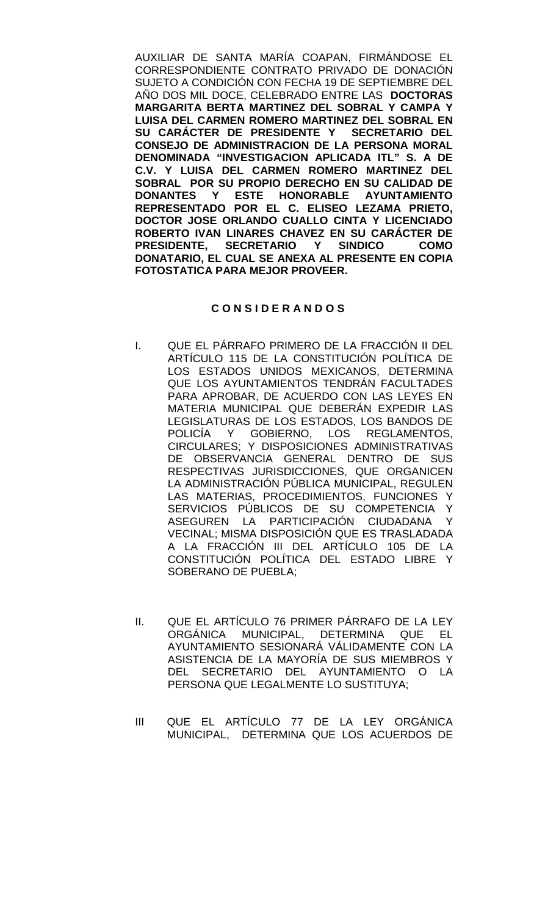AUXILIAR DE SANTA MARÍA COAPAN, FIRMÁNDOSE EL CORRESPONDIENTE CONTRATO PRIVADO DE DONACIÓN SUJETO A CONDICIÓN CON FECHA 19 DE SEPTIEMBRE DEL AÑO DOS MIL DOCE, CELEBRADO ENTRE LAS **DOCTORAS MARGARITA BERTA MARTINEZ DEL SOBRAL Y CAMPA Y LUISA DEL CARMEN ROMERO MARTINEZ DEL SOBRAL EN SU CARÁCTER DE PRESIDENTE Y SECRETARIO DEL CONSEJO DE ADMINISTRACION DE LA PERSONA MORAL DENOMINADA "INVESTIGACION APLICADA ITL" S. A DE C.V. Y LUISA DEL CARMEN ROMERO MARTINEZ DEL SOBRAL POR SU PROPIO DERECHO EN SU CALIDAD DE DONANTES Y ESTE HONORABLE AYUNTAMIENTO REPRESENTADO POR EL C. ELISEO LEZAMA PRIETO, DOCTOR JOSE ORLANDO CUALLO CINTA Y LICENCIADO ROBERTO IVAN LINARES CHAVEZ EN SU CARÁCTER DE PRESIDENTE, SECRETARIO Y SINDICO COMO DONATARIO, EL CUAL SE ANEXA AL PRESENTE EN COPIA FOTOSTATICA PARA MEJOR PROVEER.**

**C O N S I D E R A N D O S**

I. QUE EL PÁRRAFO PRIMERO DE LA FRACCIÓN II DEL ARTÍCULO 115 DE LA CONSTITUCIÓN POLÍTICA DE LOS ESTADOS UNIDOS MEXICANOS, DETERMINA QUE LOS AYUNTAMIENTOS TENDRÁN FACULTADES PARA APROBAR, DE ACUERDO CON LAS LEYES EN MATERIA MUNICIPAL QUE DEBERÁN EXPEDIR LAS LEGISLATURAS DE LOS ESTADOS, LOS BANDOS DE POLICÍA Y GOBIERNO, LOS REGLAMENTOS, CIRCULARES; Y DISPOSICIONES ADMINISTRATIVAS DE OBSERVANCIA GENERAL DENTRO DE SUS RESPECTIVAS JURISDICCIONES, QUE ORGANICEN LA ADMINISTRACIÓN PÚBLICA MUNICIPAL, REGULEN LAS MATERIAS, PROCEDIMIENTOS, FUNCIONES Y SERVICIOS PÚBLICOS DE SU COMPETENCIA Y ASEGUREN LA PARTICIPACIÓN CIUDADANA Y VECINAL; MISMA DISPOSICIÓN QUE ES TRASLADADA A LA FRACCIÓN III DEL ARTÍCULO 105 DE LA CONSTITUCIÓN POLÍTICA DEL ESTADO LIBRE Y SOBERANO DE PUEBLA;

II. QUE EL ARTÍCULO 76 PRIMER PÁRRAFO DE LA LEY ORGÁNICA MUNICIPAL, DETERMINA QUE EL AYUNTAMIENTO SESIONARÁ VÁLIDAMENTE CON LA ASISTENCIA DE LA MAYORÍA DE SUS MIEMBROS Y DEL SECRETARIO DEL AYUNTAMIENTO O LA PERSONA QUE LEGALMENTE LO SUSTITUYA;

III QUE EL ARTÍCULO 77 DE LA LEY ORGÁNICA MUNICIPAL, DETERMINA QUE LOS ACUERDOS DE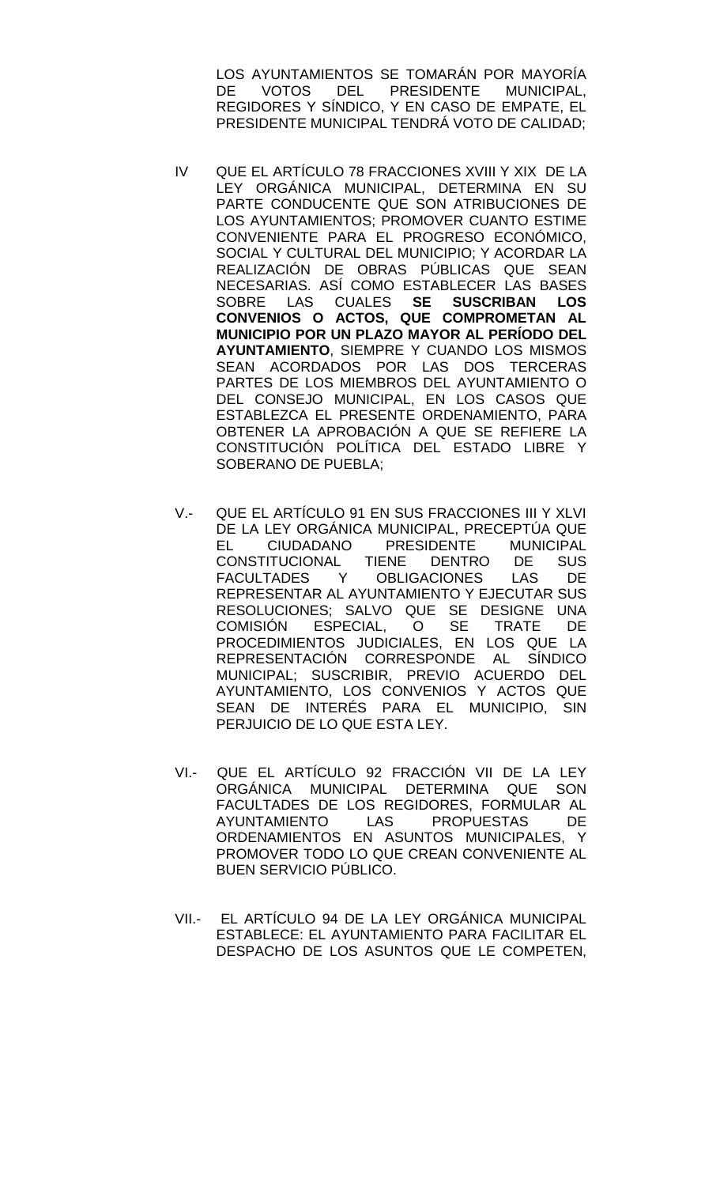LOS AYUNTAMIENTOS SE TOMARÁN POR MAYORÍA DE VOTOS DEL PRESIDENTE MUNICIPAL, REGIDORES Y SÍNDICO, Y EN CASO DE EMPATE, EL PRESIDENTE MUNICIPAL TENDRÁ VOTO DE CALIDAD;

IV QUE EL ARTÍCULO 78 FRACCIONES XVIII Y XIX DE LA LEY ORGÁNICA MUNICIPAL, DETERMINA EN SU PARTE CONDUCENTE QUE SON ATRIBUCIONES DE LOS AYUNTAMIENTOS; PROMOVER CUANTO ESTIME CONVENIENTE PARA EL PROGRESO ECONÓMICO, SOCIAL Y CULTURAL DEL MUNICIPIO; Y ACORDAR LA REALIZACIÓN DE OBRAS PÚBLICAS QUE SEAN NECESARIAS. ASÍ COMO ESTABLECER LAS BASES SOBRE LAS CUALES **SE SUSCRIBAN LOS CONVENIOS O ACTOS, QUE COMPROMETAN AL MUNICIPIO POR UN PLAZO MAYOR AL PERÍODO DEL AYUNTAMIENTO**, SIEMPRE Y CUANDO LOS MISMOS SEAN ACORDADOS POR LAS DOS TERCERAS PARTES DE LOS MIEMBROS DEL AYUNTAMIENTO O DEL CONSEJO MUNICIPAL, EN LOS CASOS QUE ESTABLEZCA EL PRESENTE ORDENAMIENTO, PARA OBTENER LA APROBACIÓN A QUE SE REFIERE LA CONSTITUCIÓN POLÍTICA DEL ESTADO LIBRE Y SOBERANO DE PUEBLA;

V.- QUE EL ARTÍCULO 91 EN SUS FRACCIONES III Y XLVI DE LA LEY ORGÁNICA MUNICIPAL, PRECEPTÚA QUE EL CIUDADANO PRESIDENTE MUNICIPAL CONSTITUCIONAL TIENE DENTRO DE SUS FACULTADES Y OBLIGACIONES LAS DE REPRESENTAR AL AYUNTAMIENTO Y EJECUTAR SUS RESOLUCIONES; SALVO QUE SE DESIGNE UNA COMISIÓN ESPECIAL, O SE TRATE DE PROCEDIMIENTOS JUDICIALES, EN LOS QUE LA REPRESENTACIÓN CORRESPONDE AL SÍNDICO MUNICIPAL; SUSCRIBIR, PREVIO ACUERDO DEL AYUNTAMIENTO, LOS CONVENIOS Y ACTOS QUE SEAN DE INTERÉS PARA EL MUNICIPIO, SIN PERJUICIO DE LO QUE ESTA LEY.

VI.- QUE EL ARTÍCULO 92 FRACCIÓN VII DE LA LEY ORGÁNICA MUNICIPAL DETERMINA QUE SON FACULTADES DE LOS REGIDORES, FORMULAR AL AYUNTAMIENTO LAS PROPUESTAS DE ORDENAMIENTOS EN ASUNTOS MUNICIPALES, Y PROMOVER TODO LO QUE CREAN CONVENIENTE AL BUEN SERVICIO PÚBLICO.

VII.- EL ARTÍCULO 94 DE LA LEY ORGÁNICA MUNICIPAL ESTABLECE: EL AYUNTAMIENTO PARA FACILITAR EL DESPACHO DE LOS ASUNTOS QUE LE COMPETEN,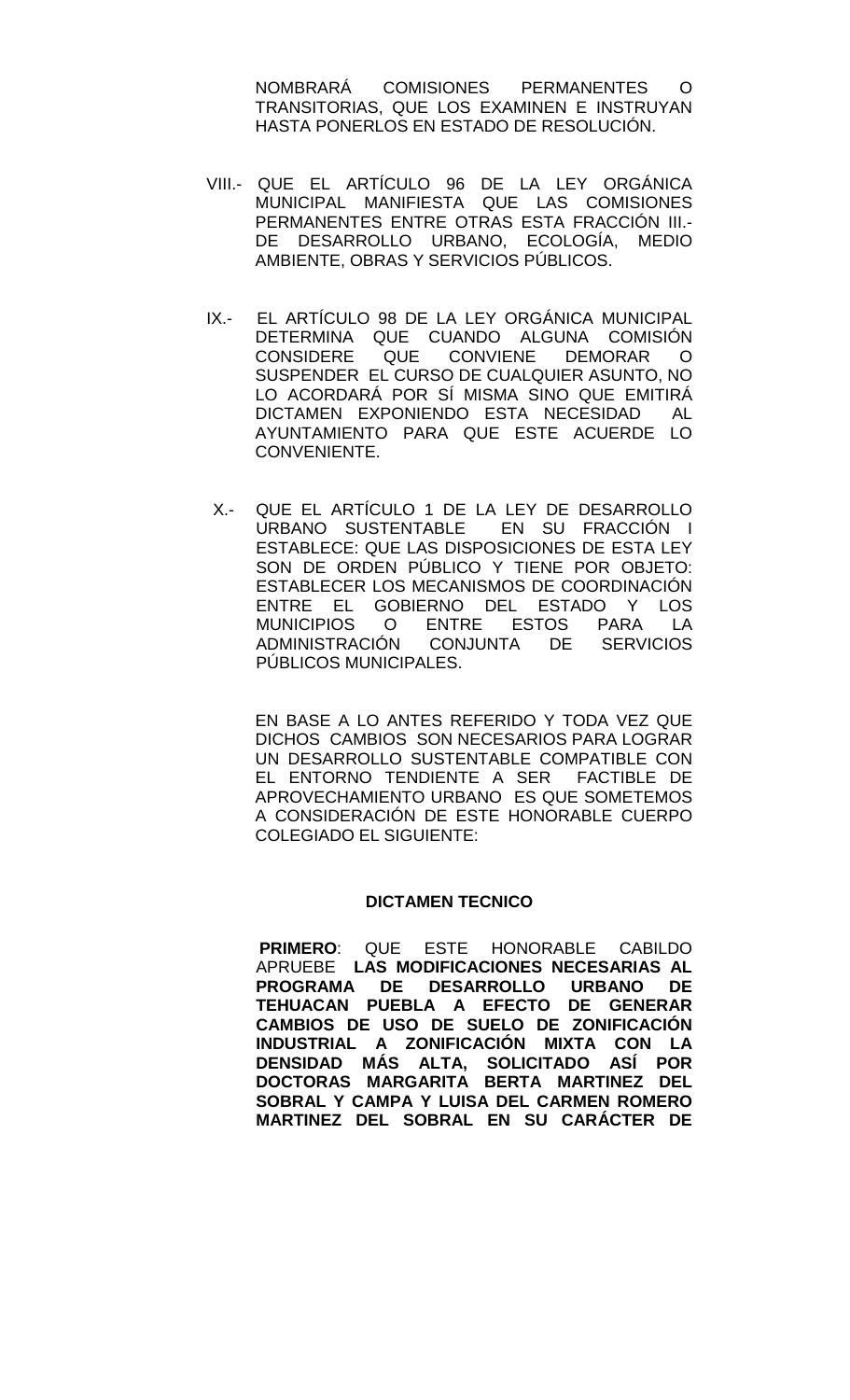NOMBRARÁ COMISIONES PERMANENTES O TRANSITORIAS, QUE LOS EXAMINEN E INSTRUYAN HASTA PONERLOS EN ESTADO DE RESOLUCIÓN.

VIII.- QUE EL ARTÍCULO 96 DE LA LEY ORGÁNICA MUNICIPAL MANIFIESTA QUE LAS COMISIONES PERMANENTES ENTRE OTRAS ESTA FRACCIÓN III.- DE DESARROLLO URBANO, ECOLOGÍA, MEDIO AMBIENTE, OBRAS Y SERVICIOS PÚBLICOS.

IX.- EL ARTÍCULO 98 DE LA LEY ORGÁNICA MUNICIPAL DETERMINA QUE CUANDO ALGUNA COMISIÓN CONSIDERE QUE CONVIENE DEMORAR O SUSPENDER EL CURSO DE CUALQUIER ASUNTO, NO LO ACORDARÁ POR SÍ MISMA SINO QUE EMITIRÁ DICTAMEN EXPONIENDO ESTA NECESIDAD AL AYUNTAMIENTO PARA QUE ESTE ACUERDE LO CONVENIENTE.

X.- QUE EL ARTÍCULO 1 DE LA LEY DE DESARROLLO URBANO SUSTENTABLE EN SU FRACCIÓN I ESTABLECE: QUE LAS DISPOSICIONES DE ESTA LEY SON DE ORDEN PÚBLICO Y TIENE POR OBJETO: ESTABLECER LOS MECANISMOS DE COORDINACIÓN ENTRE EL GOBIERNO DEL ESTADO Y LOS MUNICIPIOS O ENTRE ESTOS PARA LA ADMINISTRACIÓN CONJUNTA DE SERVICIOS PÚBLICOS MUNICIPALES.

EN BASE A LO ANTES REFERIDO Y TODA VEZ QUE DICHOS CAMBIOS SON NECESARIOS PARA LOGRAR UN DESARROLLO SUSTENTABLE COMPATIBLE CON EL ENTORNO TENDIENTE A SER FACTIBLE DE APROVECHAMIENTO URBANO ES QUE SOMETEMOS A CONSIDERACIÓN DE ESTE HONORABLE CUERPO COLEGIADO EL SIGUIENTE:

**DICTAMEN TECNICO**

**PRIMERO**: QUE ESTE HONORABLE CABILDO APRUEBE **LAS MODIFICACIONES NECESARIAS AL PROGRAMA DE DESARROLLO URBANO DE TEHUACAN PUEBLA A EFECTO DE GENERAR CAMBIOS DE USO DE SUELO DE ZONIFICACIÓN INDUSTRIAL A ZONIFICACIÓN MIXTA CON LA DENSIDAD MÁS ALTA, SOLICITADO ASÍ POR DOCTORAS MARGARITA BERTA MARTINEZ DEL SOBRAL Y CAMPA Y LUISA DEL CARMEN ROMERO MARTINEZ DEL SOBRAL EN SU CARÁCTER DE**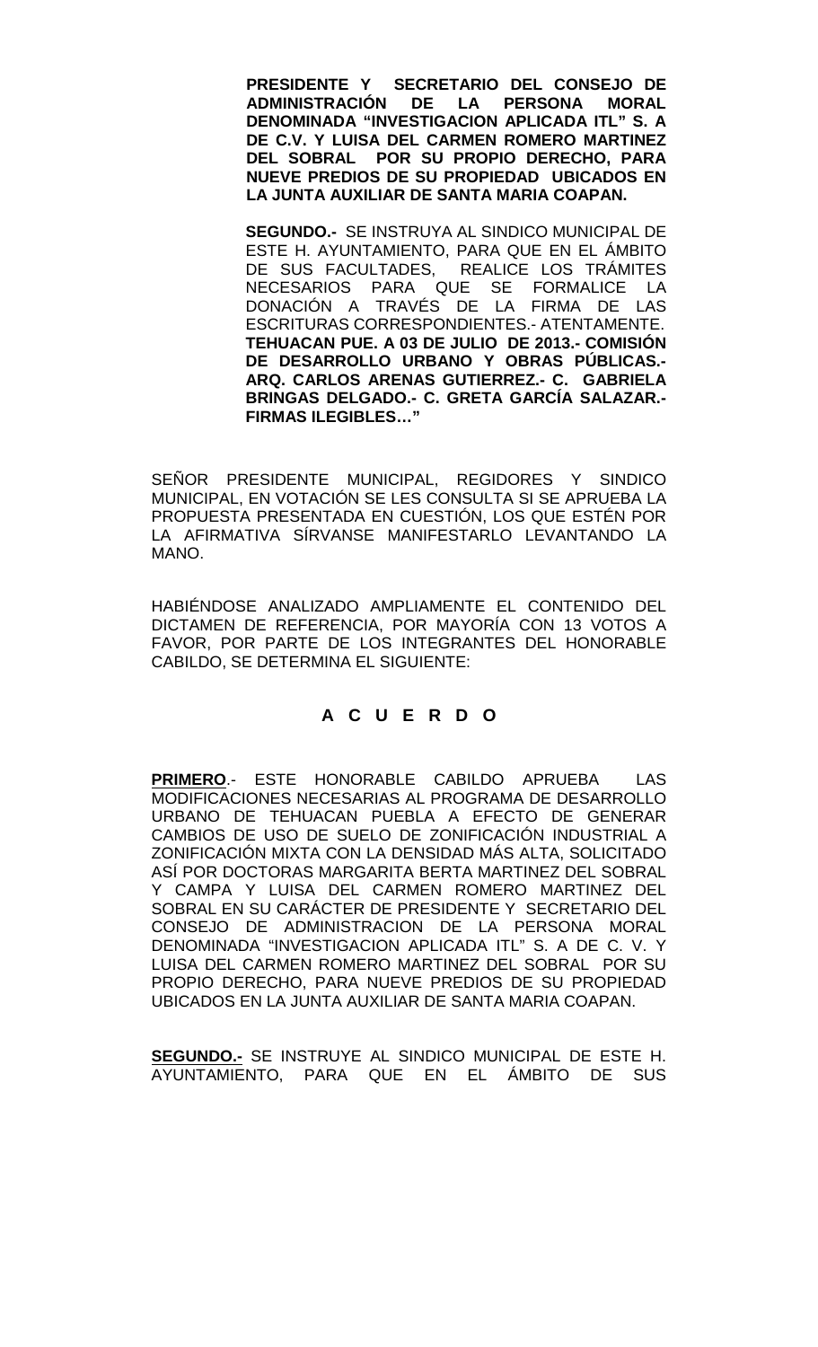**PRESIDENTE Y SECRETARIO DEL CONSEJO DE ADMINISTRACIÓN DE LA PERSONA MORAL DENOMINADA "INVESTIGACION APLICADA ITL" S. A DE C.V. Y LUISA DEL CARMEN ROMERO MARTINEZ DEL SOBRAL POR SU PROPIO DERECHO, PARA NUEVE PREDIOS DE SU PROPIEDAD UBICADOS EN LA JUNTA AUXILIAR DE SANTA MARIA COAPAN.**

**SEGUNDO.-** SE INSTRUYA AL SINDICO MUNICIPAL DE ESTE H. AYUNTAMIENTO, PARA QUE EN EL ÁMBITO DE SUS FACULTADES, REALICE LOS TRÁMITES NECESARIOS PARA QUE SE FORMALICE LA DONACIÓN A TRAVÉS DE LA FIRMA DE LAS ESCRITURAS CORRESPONDIENTES.- ATENTAMENTE. **TEHUACAN PUE. A 03 DE JULIO DE 2013.- COMISIÓN DE DESARROLLO URBANO Y OBRAS PÚBLICAS.- ARQ. CARLOS ARENAS GUTIERREZ.- C. GABRIELA BRINGAS DELGADO.- C. GRETA GARCÍA SALAZAR.- FIRMAS ILEGIBLES…"**

SEÑOR PRESIDENTE MUNICIPAL, REGIDORES Y SINDICO MUNICIPAL, EN VOTACIÓN SE LES CONSULTA SI SE APRUEBA LA PROPUESTA PRESENTADA EN CUESTIÓN, LOS QUE ESTÉN POR LA AFIRMATIVA SÍRVANSE MANIFESTARLO LEVANTANDO LA MANO.

HABIÉNDOSE ANALIZADO AMPLIAMENTE EL CONTENIDO DEL DICTAMEN DE REFERENCIA, POR MAYORÍA CON 13 VOTOS A FAVOR, POR PARTE DE LOS INTEGRANTES DEL HONORABLE CABILDO, SE DETERMINA EL SIGUIENTE:

## A C U E R D O

**PRIMERO**.- ESTE HONORABLE CABILDO APRUEBA LAS MODIFICACIONES NECESARIAS AL PROGRAMA DE DESARROLLO URBANO DE TEHUACAN PUEBLA A EFECTO DE GENERAR CAMBIOS DE USO DE SUELO DE ZONIFICACIÓN INDUSTRIAL A ZONIFICACIÓN MIXTA CON LA DENSIDAD MÁS ALTA, SOLICITADO ASÍ POR DOCTORAS MARGARITA BERTA MARTINEZ DEL SOBRAL Y CAMPA Y LUISA DEL CARMEN ROMERO MARTINEZ DEL SOBRAL EN SU CARÁCTER DE PRESIDENTE Y SECRETARIO DEL CONSEJO DE ADMINISTRACION DE LA PERSONA MORAL DENOMINADA "INVESTIGACION APLICADA ITL" S. A DE C. V. Y LUISA DEL CARMEN ROMERO MARTINEZ DEL SOBRAL POR SU PROPIO DERECHO, PARA NUEVE PREDIOS DE SU PROPIEDAD UBICADOS EN LA JUNTA AUXILIAR DE SANTA MARIA COAPAN.

**SEGUNDO.-** SE INSTRUYE AL SINDICO MUNICIPAL DE ESTE H. AYUNTAMIENTO, PARA QUE EN EL ÁMBITO DE SUS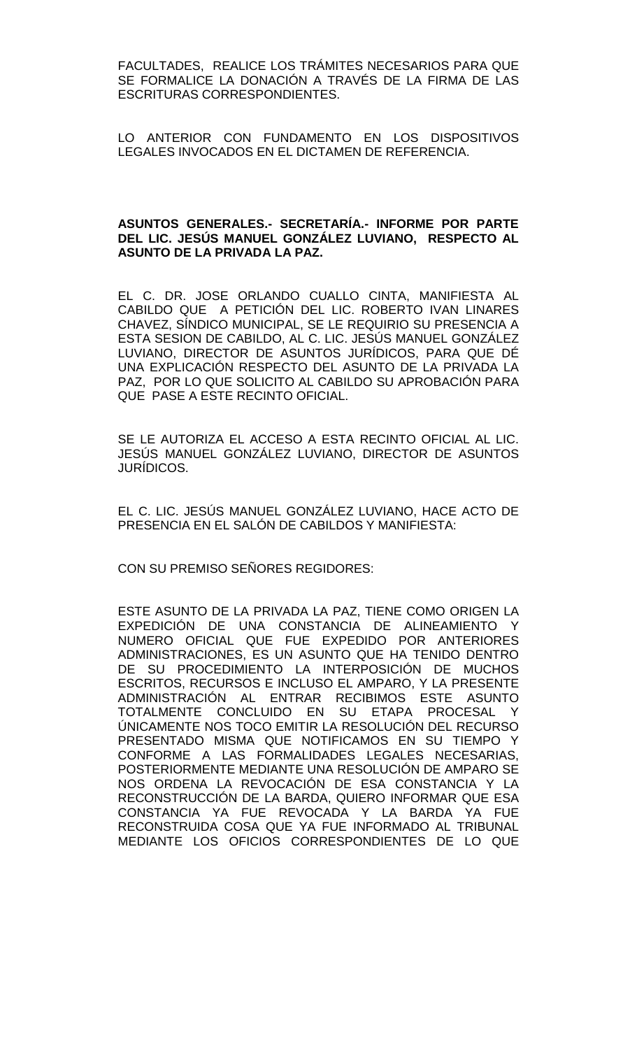FACULTADES, REALICE LOS TRÁMITES NECESARIOS PARA QUE SE FORMALICE LA DONACIÓN A TRAVÉS DE LA FIRMA DE LAS ESCRITURAS CORRESPONDIENTES.

LO ANTERIOR CON FUNDAMENTO EN LOS DISPOSITIVOS LEGALES INVOCADOS EN EL DICTAMEN DE REFERENCIA.

**ASUNTOS GENERALES.- SECRETARÍA.- INFORME POR PARTE DEL LIC. JESÚS MANUEL GONZÁLEZ LUVIANO, RESPECTO AL ASUNTO DE LA PRIVADA LA PAZ.**

EL C. DR. JOSE ORLANDO CUALLO CINTA, MANIFIESTA AL CABILDO QUE A PETICIÓN DEL LIC. ROBERTO IVAN LINARES CHAVEZ, SÍNDICO MUNICIPAL, SE LE REQUIRIO SU PRESENCIA A ESTA SESION DE CABILDO, AL C. LIC. JESÚS MANUEL GONZÁLEZ LUVIANO, DIRECTOR DE ASUNTOS JURÍDICOS, PARA QUE DÉ UNA EXPLICACIÓN RESPECTO DEL ASUNTO DE LA PRIVADA LA PAZ, POR LO QUE SOLICITO AL CABILDO SU APROBACIÓN PARA QUE PASE A ESTE RECINTO OFICIAL.

SE LE AUTORIZA EL ACCESO A ESTA RECINTO OFICIAL AL LIC. JESÚS MANUEL GONZÁLEZ LUVIANO, DIRECTOR DE ASUNTOS JURÍDICOS.

EL C. LIC. JESÚS MANUEL GONZÁLEZ LUVIANO, HACE ACTO DE PRESENCIA EN EL SALÓN DE CABILDOS Y MANIFIESTA:

CON SU PREMISO SEÑORES REGIDORES:

ESTE ASUNTO DE LA PRIVADA LA PAZ, TIENE COMO ORIGEN LA EXPEDICIÓN DE UNA CONSTANCIA DE ALINEAMIENTO Y NUMERO OFICIAL QUE FUE EXPEDIDO POR ANTERIORES ADMINISTRACIONES, ES UN ASUNTO QUE HA TENIDO DENTRO DE SU PROCEDIMIENTO LA INTERPOSICIÓN DE MUCHOS ESCRITOS, RECURSOS E INCLUSO EL AMPARO, Y LA PRESENTE ADMINISTRACIÓN AL ENTRAR RECIBIMOS ESTE ASUNTO TOTALMENTE CONCLUIDO EN SU ETAPA PROCESAL Y ÚNICAMENTE NOS TOCO EMITIR LA RESOLUCIÓN DEL RECURSO PRESENTADO MISMA QUE NOTIFICAMOS EN SU TIEMPO Y CONFORME A LAS FORMALIDADES LEGALES NECESARIAS, POSTERIORMENTE MEDIANTE UNA RESOLUCIÓN DE AMPARO SE NOS ORDENA LA REVOCACIÓN DE ESA CONSTANCIA Y LA RECONSTRUCCIÓN DE LA BARDA, QUIERO INFORMAR QUE ESA CONSTANCIA YA FUE REVOCADA Y LA BARDA YA FUE RECONSTRUIDA COSA QUE YA FUE INFORMADO AL TRIBUNAL MEDIANTE LOS OFICIOS CORRESPONDIENTES DE LO QUE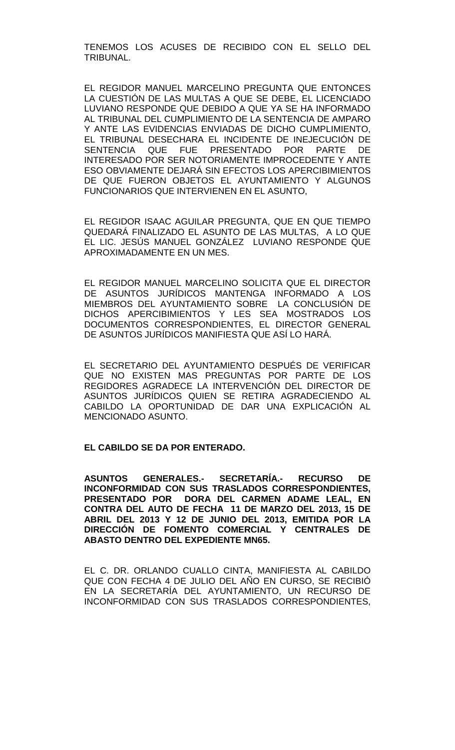TENEMOS LOS ACUSES DE RECIBIDO CON EL SELLO DEL TRIBUNAL.

EL REGIDOR MANUEL MARCELINO PREGUNTA QUE ENTONCES LA CUESTIÓN DE LAS MULTAS A QUE SE DEBE, EL LICENCIADO LUVIANO RESPONDE QUE DEBIDO A QUE YA SE HA INFORMADO AL TRIBUNAL DEL CUMPLIMIENTO DE LA SENTENCIA DE AMPARO Y ANTE LAS EVIDENCIAS ENVIADAS DE DICHO CUMPLIMIENTO, EL TRIBUNAL DESECHARA EL INCIDENTE DE INEJECUCIÓN DE SENTENCIA QUE FUE PRESENTADO POR PARTE DE INTERESADO POR SER NOTORIAMENTE IMPROCEDENTE Y ANTE ESO OBVIAMENTE DEJARÁ SIN EFECTOS LOS APERCIBIMIENTOS DE QUE FUERON OBJETOS EL AYUNTAMIENTO Y ALGUNOS FUNCIONARIOS QUE INTERVIENEN EN EL ASUNTO,

EL REGIDOR ISAAC AGUILAR PREGUNTA, QUE EN QUE TIEMPO QUEDARÁ FINALIZADO EL ASUNTO DE LAS MULTAS, A LO QUE EL LIC. JESÚS MANUEL GONZÁLEZ LUVIANO RESPONDE QUE APROXIMADAMENTE EN UN MES.

EL REGIDOR MANUEL MARCELINO SOLICITA QUE EL DIRECTOR DE ASUNTOS JURÍDICOS MANTENGA INFORMADO A LOS MIEMBROS DEL AYUNTAMIENTO SOBRE LA CONCLUSIÓN DE DICHOS APERCIBIMIENTOS Y LES SEA MOSTRADOS LOS DOCUMENTOS CORRESPONDIENTES, EL DIRECTOR GENERAL DE ASUNTOS JURÍDICOS MANIFIESTA QUE ASÍ LO HARÁ.

EL SECRETARIO DEL AYUNTAMIENTO DESPUÉS DE VERIFICAR QUE NO EXISTEN MAS PREGUNTAS POR PARTE DE LOS REGIDORES AGRADECE LA INTERVENCIÓN DEL DIRECTOR DE ASUNTOS JURÍDICOS QUIEN SE RETIRA AGRADECIENDO AL CABILDO LA OPORTUNIDAD DE DAR UNA EXPLICACIÓN AL MENCIONADO ASUNTO.

**EL CABILDO SE DA POR ENTERADO.**

**ASUNTOS GENERALES.- SECRETARÍA.- RECURSO DE INCONFORMIDAD CON SUS TRASLADOS CORRESPONDIENTES, PRESENTADO POR DORA DEL CARMEN ADAME LEAL, EN CONTRA DEL AUTO DE FECHA 11 DE MARZO DEL 2013, 15 DE ABRIL DEL 2013 Y 12 DE JUNIO DEL 2013, EMITIDA POR LA DIRECCIÓN DE FOMENTO COMERCIAL Y CENTRALES DE ABASTO DENTRO DEL EXPEDIENTE MN65.**

EL C. DR. ORLANDO CUALLO CINTA, MANIFIESTA AL CABILDO QUE CON FECHA 4 DE JULIO DEL AÑO EN CURSO, SE RECIBIÓ EN LA SECRETARÍA DEL AYUNTAMIENTO, UN RECURSO DE INCONFORMIDAD CON SUS TRASLADOS CORRESPONDIENTES,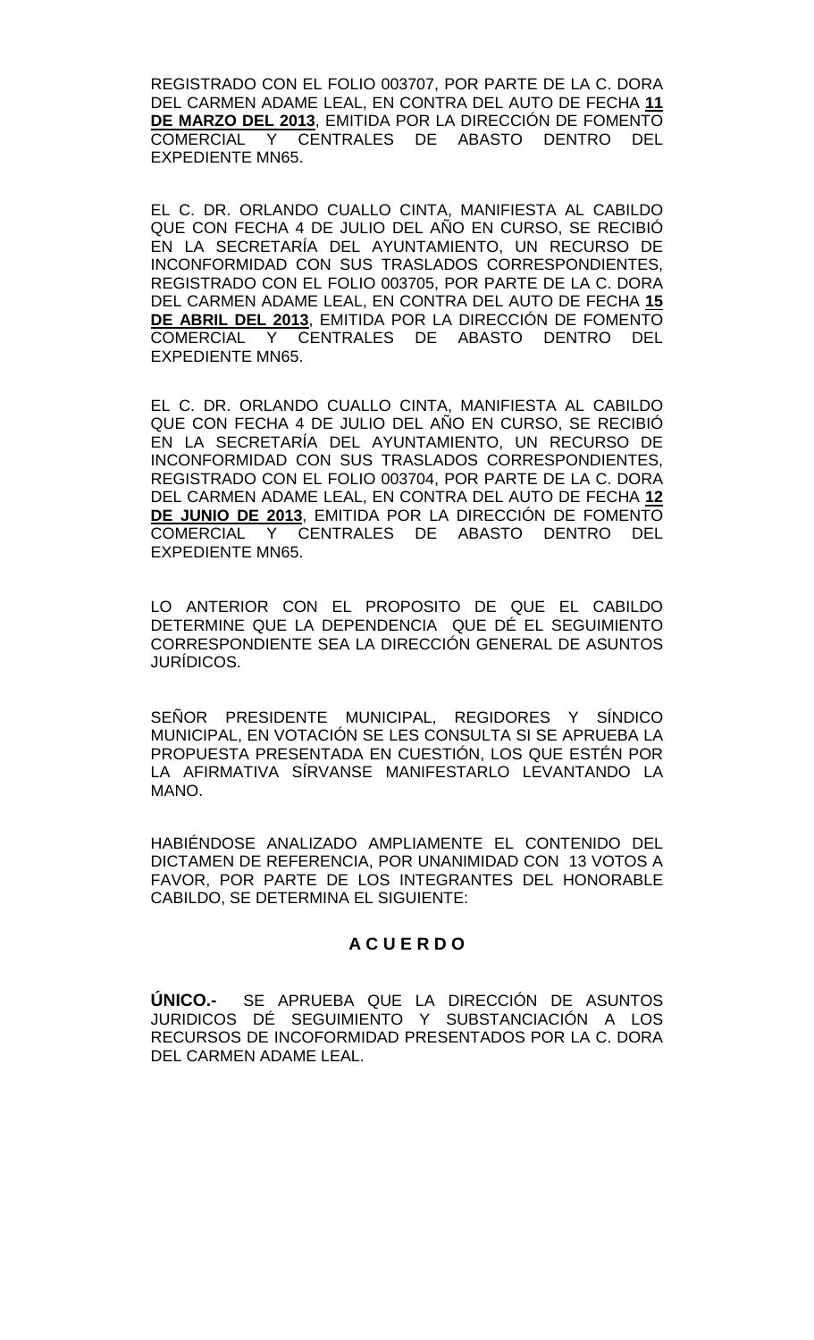REGISTRADO CON EL FOLIO 003707, POR PARTE DE LA C. DORA DEL CARMEN ADAME LEAL, EN CONTRA DEL AUTO DE FECHA **11 DE MARZO DEL 2013**, EMITIDA POR LA DIRECCIÓN DE FOMENTO COMERCIAL Y CENTRALES DE ABASTO DENTRO DEL EXPEDIENTE MN65.

EL C. DR. ORLANDO CUALLO CINTA, MANIFIESTA AL CABILDO QUE CON FECHA 4 DE JULIO DEL AÑO EN CURSO, SE RECIBIÓ EN LA SECRETARÍA DEL AYUNTAMIENTO, UN RECURSO DE INCONFORMIDAD CON SUS TRASLADOS CORRESPONDIENTES, REGISTRADO CON EL FOLIO 003705, POR PARTE DE LA C. DORA DEL CARMEN ADAME LEAL, EN CONTRA DEL AUTO DE FECHA **15 DE ABRIL DEL 2013**, EMITIDA POR LA DIRECCIÓN DE FOMENTO COMERCIAL Y CENTRALES DE ABASTO DENTRO DEL EXPEDIENTE MN65.

EL C. DR. ORLANDO CUALLO CINTA, MANIFIESTA AL CABILDO QUE CON FECHA 4 DE JULIO DEL AÑO EN CURSO, SE RECIBIÓ EN LA SECRETARÍA DEL AYUNTAMIENTO, UN RECURSO DE INCONFORMIDAD CON SUS TRASLADOS CORRESPONDIENTES, REGISTRADO CON EL FOLIO 003704, POR PARTE DE LA C. DORA DEL CARMEN ADAME LEAL, EN CONTRA DEL AUTO DE FECHA **12 DE JUNIO DE 2013**, EMITIDA POR LA DIRECCIÓN DE FOMENTO COMERCIAL Y CENTRALES DE ABASTO DENTRO DEL EXPEDIENTE MN65.

LO ANTERIOR CON EL PROPOSITO DE QUE EL CABILDO DETERMINE QUE LA DEPENDENCIA QUE DÉ EL SEGUIMIENTO CORRESPONDIENTE SEA LA DIRECCIÓN GENERAL DE ASUNTOS JURÍDICOS.

SEÑOR PRESIDENTE MUNICIPAL, REGIDORES Y SÍNDICO MUNICIPAL, EN VOTACIÓN SE LES CONSULTA SI SE APRUEBA LA PROPUESTA PRESENTADA EN CUESTIÓN, LOS QUE ESTÉN POR LA AFIRMATIVA SÍRVANSE MANIFESTARLO LEVANTANDO LA MANO.

HABIÉNDOSE ANALIZADO AMPLIAMENTE EL CONTENIDO DEL DICTAMEN DE REFERENCIA, POR UNANIMIDAD CON 13 VOTOS A FAVOR, POR PARTE DE LOS INTEGRANTES DEL HONORABLE CABILDO, SE DETERMINA EL SIGUIENTE:

## A C U E R D O

**ÚNICO.-** SE APRUEBA QUE LA DIRECCIÓN DE ASUNTOS JURIDICOS DÉ SEGUIMIENTO Y SUBSTANCIACIÓN A LOS RECURSOS DE INCOFORMIDAD PRESENTADOS POR LA C. DORA DEL CARMEN ADAME LEAL.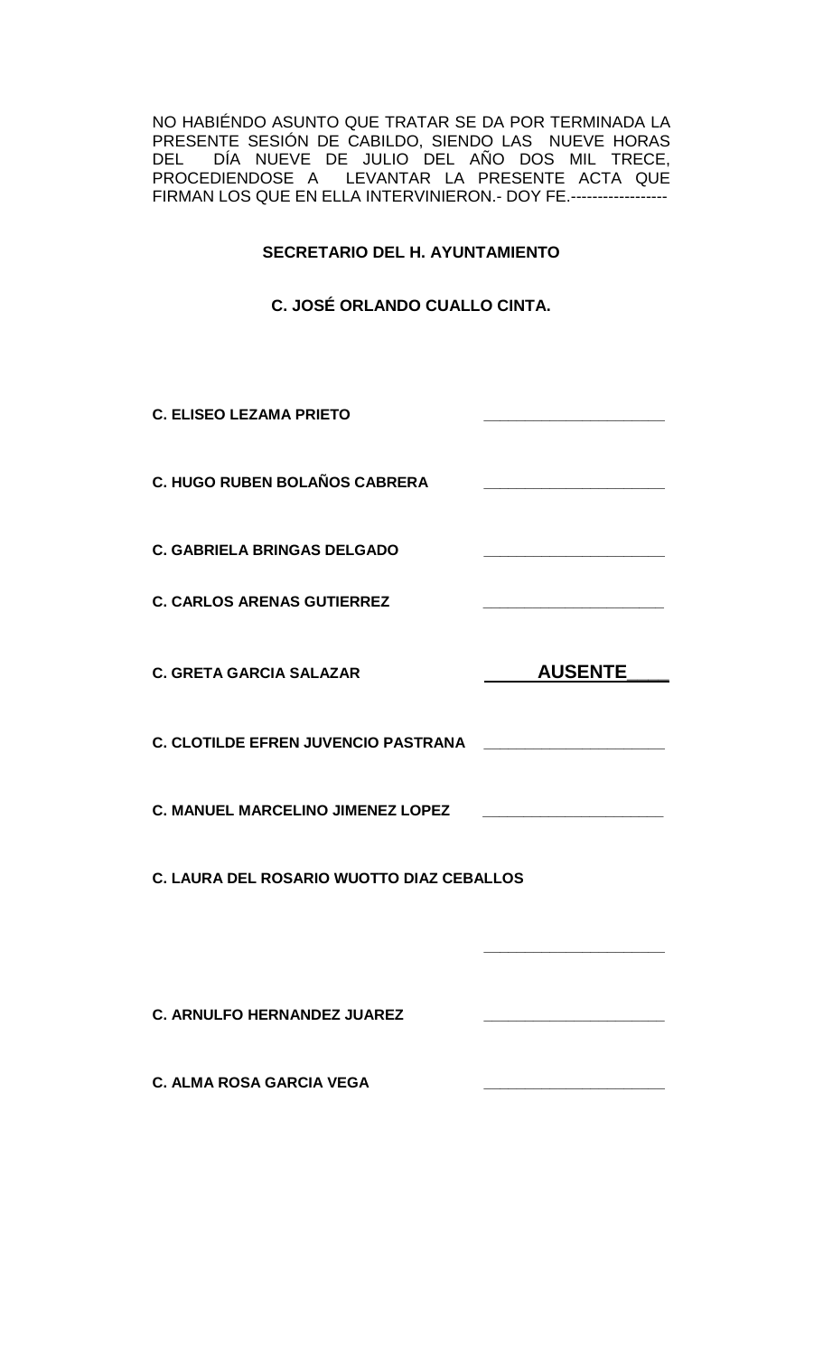NO HABIÉNDO ASUNTO QUE TRATAR SE DA POR TERMINADA LA PRESENTE SESIÓN DE CABILDO, SIENDO LAS NUEVE HORAS DEL DÍA NUEVE DE JULIO DEL AÑO DOS MIL TRECE, PROCEDIENDOSE A LEVANTAR LA PRESENTE ACTA QUE FIRMAN LOS QUE EN ELLA INTERVINIERON.- DOY FE.------------------

**SECRETARIO DEL H. AYUNTAMIENTO**

**C. JOSÉ ORLANDO CUALLO CINTA.**

**C. ELISEO LEZAMA PRIETO** ____________________

**C. HUGO RUBEN BOLAÑOS CABRERA** ____________________

**C. GABRIELA BRINGAS DELGADO** ____________________

**C. CARLOS ARENAS GUTIERREZ** ____________________

**C. GRETA GARCIA SALAZAR** **AUSENTE**

**C. CLOTILDE EFREN JUVENCIO PASTRANA** ____________________

**C. MANUEL MARCELINO JIMENEZ LOPEZ** ____________________

**C. LAURA DEL ROSARIO WUOTTO DIAZ CEBALLOS**

____________________

**C. ARNULFO HERNANDEZ JUAREZ** ____________________

**C. ALMA ROSA GARCIA VEGA** ____________________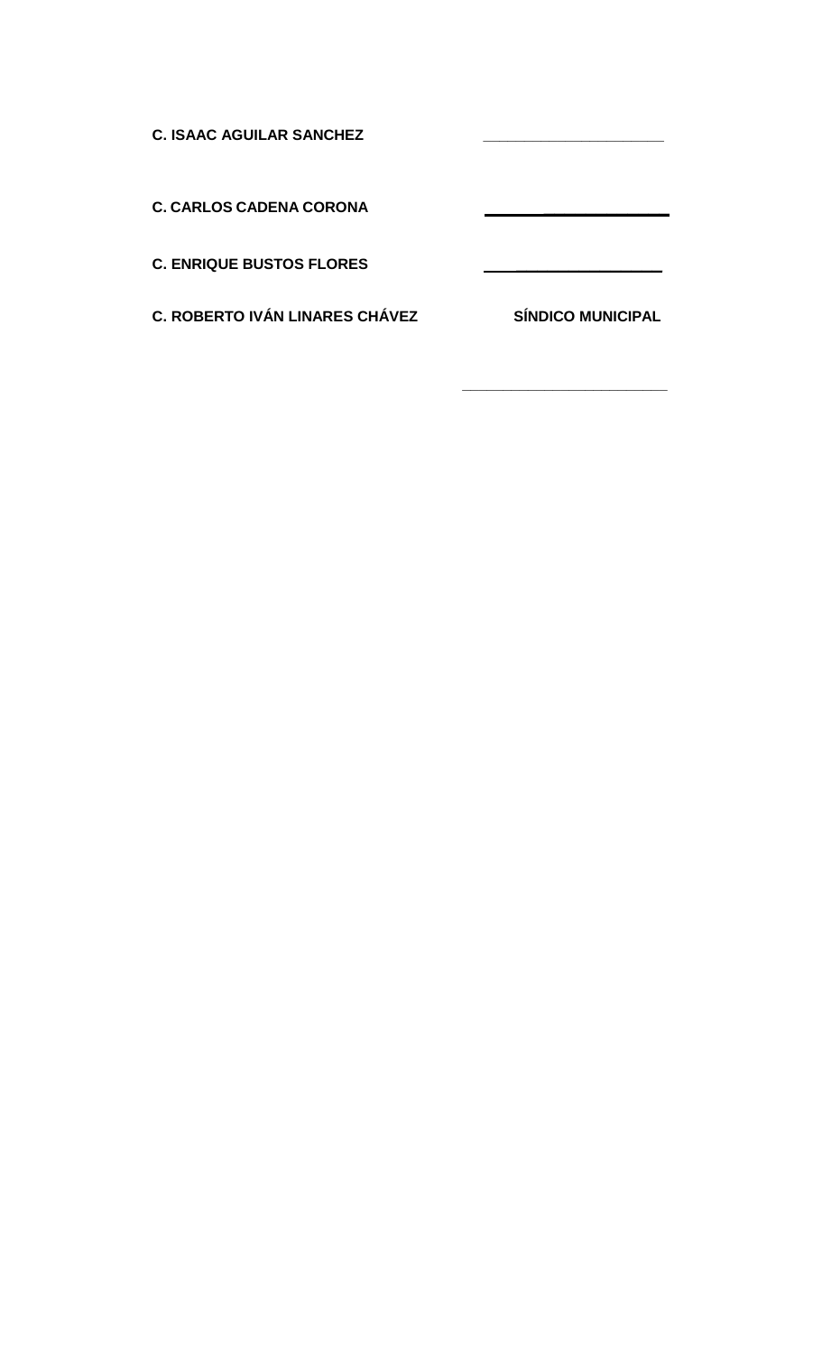**C. ISAAC AGUILAR SANCHEZ** \_\_\_\_\_\_\_\_\_\_\_\_\_\_\_\_\_\_\_\_\_\_

**C. CARLOS CADENA CORONA** \_\_\_\_\_\_\_\_\_\_\_\_\_\_\_\_\_\_\_\_\_\_

**C. ENRIQUE BUSTOS FLORES** \_\_\_\_\_\_\_\_\_\_\_\_\_\_\_\_\_\_\_\_\_\_

**C. ROBERTO IVÁN LINARES CHÁVEZ** **SÍNDICO MUNICIPAL**

\_\_\_\_\_\_\_\_\_\_\_\_\_\_\_\_\_\_\_\_\_\_\_\_\_